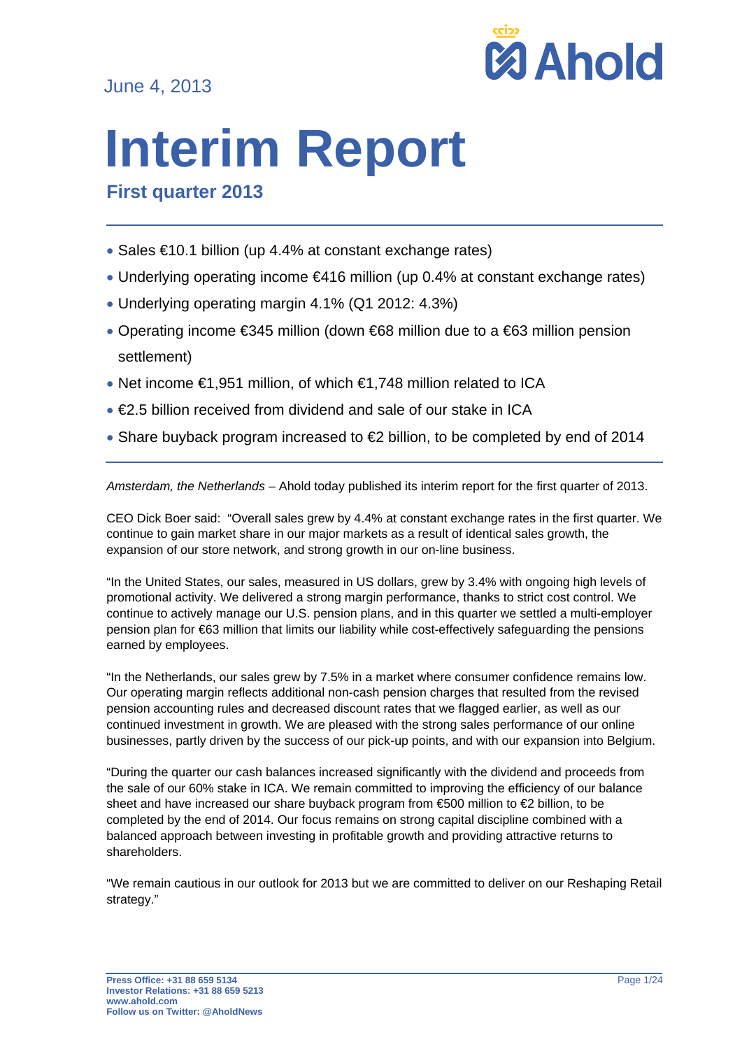June 4, 2013

# Interim Report

## First quarter 2013

- Sales €10.1 billion (up 4.4% at constant exchange rates)
- Underlying operating income €416 million (up 0.4% at constant exchange rates)
- Underlying operating margin 4.1% (Q1 2012: 4.3%)
- Operating income €345 million (down €68 million due to a €63 million pension settlement)
- Net income €1,951 million, of which €1,748 million related to ICA
- €2.5 billion received from dividend and sale of our stake in ICA
- Share buyback program increased to €2 billion, to be completed by end of 2014

*Amsterdam, the Netherlands* – Ahold today published its interim report for the first quarter of 2013.

CEO Dick Boer said: "Overall sales grew by 4.4% at constant exchange rates in the first quarter. We continue to gain market share in our major markets as a result of identical sales growth, the expansion of our store network, and strong growth in our on-line business.

"In the United States, our sales, measured in US dollars, grew by 3.4% with ongoing high levels of promotional activity. We delivered a strong margin performance, thanks to strict cost control. We continue to actively manage our U.S. pension plans, and in this quarter we settled a multi-employer pension plan for €63 million that limits our liability while cost-effectively safeguarding the pensions earned by employees.

"In the Netherlands, our sales grew by 7.5% in a market where consumer confidence remains low. Our operating margin reflects additional non-cash pension charges that resulted from the revised pension accounting rules and decreased discount rates that we flagged earlier, as well as our continued investment in growth. We are pleased with the strong sales performance of our online businesses, partly driven by the success of our pick-up points, and with our expansion into Belgium.

"During the quarter our cash balances increased significantly with the dividend and proceeds from the sale of our 60% stake in ICA. We remain committed to improving the efficiency of our balance sheet and have increased our share buyback program from €500 million to €2 billion, to be completed by the end of 2014. Our focus remains on strong capital discipline combined with a balanced approach between investing in profitable growth and providing attractive returns to shareholders.

"We remain cautious in our outlook for 2013 but we are committed to deliver on our Reshaping Retail strategy."

**Press Office: +31 88 659 5134**
**Investor Relations: +31 88 659 5213**
**www.ahold.com**
**Follow us on Twitter: @AholdNews**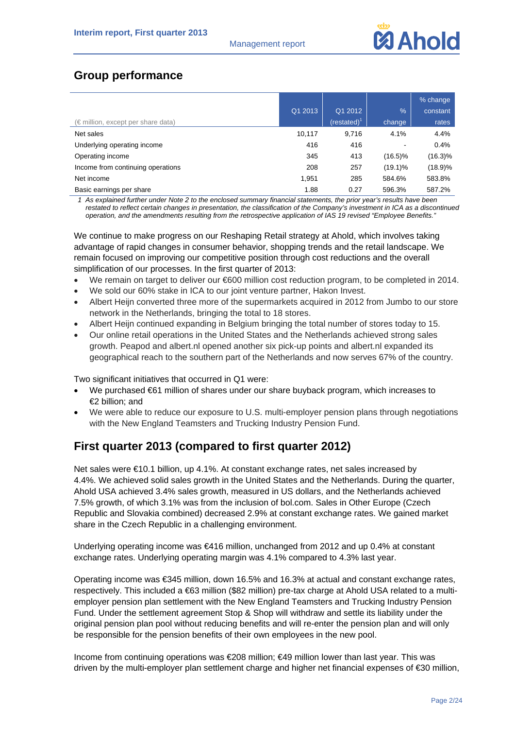## Group performance

| (€ million, except per share data) | Q1 2013 | Q1 2012 (restated)[1] | % change | % change constant rates |
|---|---|---|---|---|
| Net sales | 10,117 | 9,716 | 4.1% | 4.4% |
| Underlying operating income | 416 | 416 | - | 0.4% |
| Operating income | 345 | 413 | (16.5)% | (16.3)% |
| Income from continuing operations | 208 | 257 | (19.1)% | (18.9)% |
| Net income | 1,951 | 285 | 584.6% | 583.8% |
| Basic earnings per share | 1.88 | 0.27 | 596.3% | 587.2% |

*1 As explained further under Note 2 to the enclosed summary financial statements, the prior year's results have been restated to reflect certain changes in presentation, the classification of the Company's investment in ICA as a discontinued operation, and the amendments resulting from the retrospective application of IAS 19 revised "Employee Benefits."*

We continue to make progress on our Reshaping Retail strategy at Ahold, which involves taking advantage of rapid changes in consumer behavior, shopping trends and the retail landscape. We remain focused on improving our competitive position through cost reductions and the overall simplification of our processes. In the first quarter of 2013:

- We remain on target to deliver our €600 million cost reduction program, to be completed in 2014.
- We sold our 60% stake in ICA to our joint venture partner, Hakon Invest.
- Albert Heijn converted three more of the supermarkets acquired in 2012 from Jumbo to our store network in the Netherlands, bringing the total to 18 stores.
- Albert Heijn continued expanding in Belgium bringing the total number of stores today to 15.
- Our online retail operations in the United States and the Netherlands achieved strong sales growth. Peapod and albert.nl opened another six pick-up points and albert.nl expanded its geographical reach to the southern part of the Netherlands and now serves 67% of the country.

Two significant initiatives that occurred in Q1 were:

- We purchased €61 million of shares under our share buyback program, which increases to €2 billion; and
- We were able to reduce our exposure to U.S. multi-employer pension plans through negotiations with the New England Teamsters and Trucking Industry Pension Fund.

## First quarter 2013 (compared to first quarter 2012)

Net sales were €10.1 billion, up 4.1%. At constant exchange rates, net sales increased by 4.4%. We achieved solid sales growth in the United States and the Netherlands. During the quarter, Ahold USA achieved 3.4% sales growth, measured in US dollars, and the Netherlands achieved 7.5% growth, of which 3.1% was from the inclusion of bol.com. Sales in Other Europe (Czech Republic and Slovakia combined) decreased 2.9% at constant exchange rates. We gained market share in the Czech Republic in a challenging environment.

Underlying operating income was €416 million, unchanged from 2012 and up 0.4% at constant exchange rates. Underlying operating margin was 4.1% compared to 4.3% last year.

Operating income was €345 million, down 16.5% and 16.3% at actual and constant exchange rates, respectively. This included a €63 million ($82 million) pre-tax charge at Ahold USA related to a multi-employer pension plan settlement with the New England Teamsters and Trucking Industry Pension Fund. Under the settlement agreement Stop & Shop will withdraw and settle its liability under the original pension plan pool without reducing benefits and will re-enter the pension plan and will only be responsible for the pension benefits of their own employees in the new pool.

Income from continuing operations was €208 million; €49 million lower than last year. This was driven by the multi-employer plan settlement charge and higher net financial expenses of €30 million,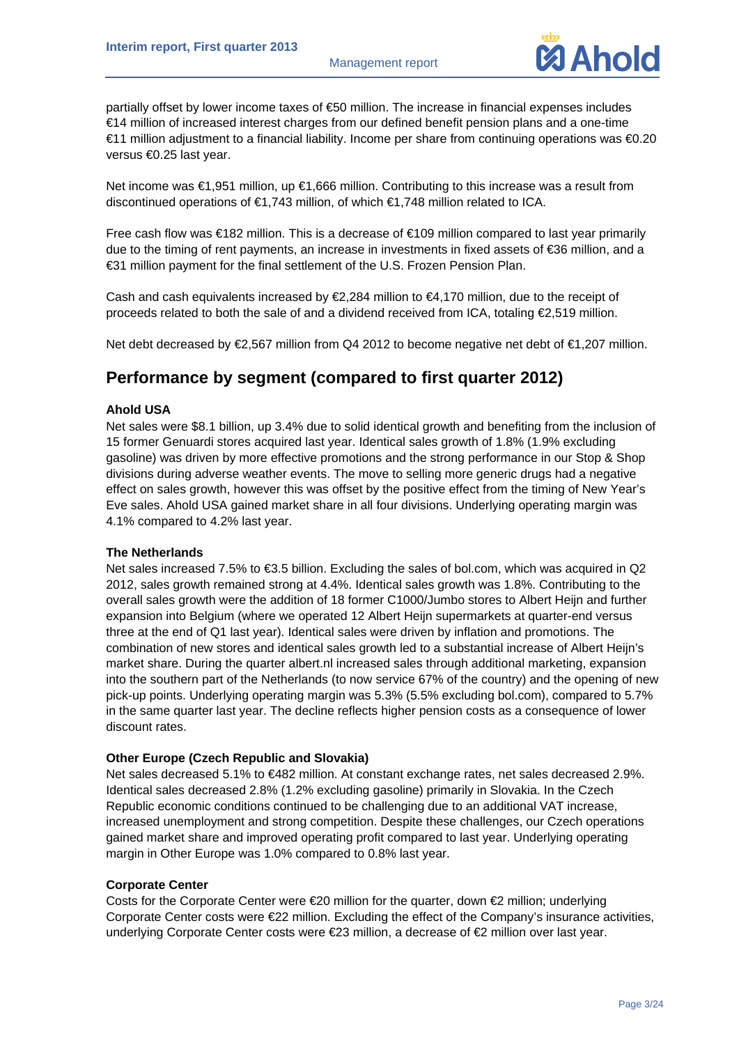partially offset by lower income taxes of €50 million. The increase in financial expenses includes €14 million of increased interest charges from our defined benefit pension plans and a one-time €11 million adjustment to a financial liability. Income per share from continuing operations was €0.20 versus €0.25 last year.

Net income was €1,951 million, up €1,666 million. Contributing to this increase was a result from discontinued operations of €1,743 million, of which €1,748 million related to ICA.

Free cash flow was €182 million. This is a decrease of €109 million compared to last year primarily due to the timing of rent payments, an increase in investments in fixed assets of €36 million, and a €31 million payment for the final settlement of the U.S. Frozen Pension Plan.

Cash and cash equivalents increased by €2,284 million to €4,170 million, due to the receipt of proceeds related to both the sale of and a dividend received from ICA, totaling €2,519 million.

Net debt decreased by €2,567 million from Q4 2012 to become negative net debt of €1,207 million.

## Performance by segment (compared to first quarter 2012)

**Ahold USA**

Net sales were $8.1 billion, up 3.4% due to solid identical growth and benefiting from the inclusion of 15 former Genuardi stores acquired last year. Identical sales growth of 1.8% (1.9% excluding gasoline) was driven by more effective promotions and the strong performance in our Stop & Shop divisions during adverse weather events. The move to selling more generic drugs had a negative effect on sales growth, however this was offset by the positive effect from the timing of New Year's Eve sales. Ahold USA gained market share in all four divisions. Underlying operating margin was 4.1% compared to 4.2% last year.

**The Netherlands**

Net sales increased 7.5% to €3.5 billion. Excluding the sales of bol.com, which was acquired in Q2 2012, sales growth remained strong at 4.4%. Identical sales growth was 1.8%. Contributing to the overall sales growth were the addition of 18 former C1000/Jumbo stores to Albert Heijn and further expansion into Belgium (where we operated 12 Albert Heijn supermarkets at quarter-end versus three at the end of Q1 last year). Identical sales were driven by inflation and promotions. The combination of new stores and identical sales growth led to a substantial increase of Albert Heijn's market share. During the quarter albert.nl increased sales through additional marketing, expansion into the southern part of the Netherlands (to now service 67% of the country) and the opening of new pick-up points. Underlying operating margin was 5.3% (5.5% excluding bol.com), compared to 5.7% in the same quarter last year. The decline reflects higher pension costs as a consequence of lower discount rates.

**Other Europe (Czech Republic and Slovakia)**

Net sales decreased 5.1% to €482 million. At constant exchange rates, net sales decreased 2.9%. Identical sales decreased 2.8% (1.2% excluding gasoline) primarily in Slovakia. In the Czech Republic economic conditions continued to be challenging due to an additional VAT increase, increased unemployment and strong competition. Despite these challenges, our Czech operations gained market share and improved operating profit compared to last year. Underlying operating margin in Other Europe was 1.0% compared to 0.8% last year.

**Corporate Center**

Costs for the Corporate Center were €20 million for the quarter, down €2 million; underlying Corporate Center costs were €22 million. Excluding the effect of the Company's insurance activities, underlying Corporate Center costs were €23 million, a decrease of €2 million over last year.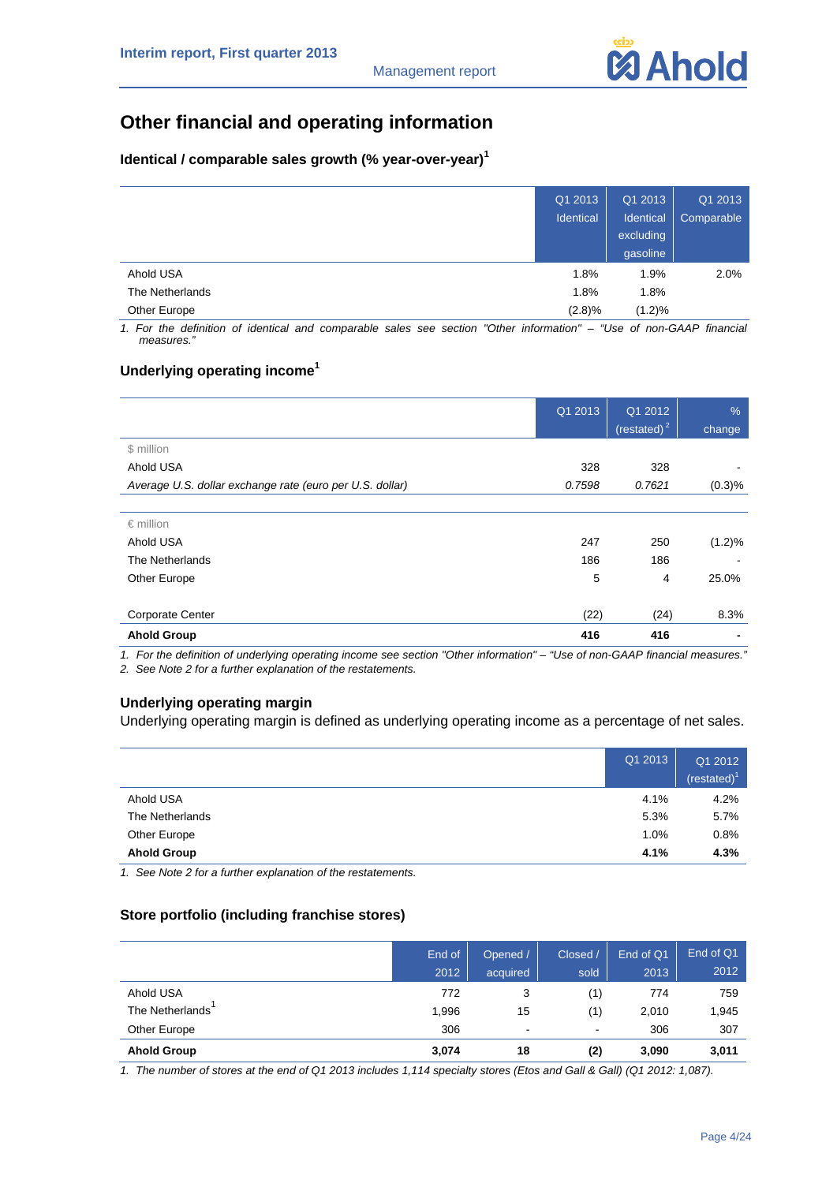# Other financial and operating information

### Identical / comparable sales growth (% year-over-year)[1]

| | Q1 2013 Identical | Q1 2013 Identical excluding gasoline | Q1 2013 Comparable |
|---|---|---|---|
| Ahold USA | 1.8% | 1.9% | 2.0% |
| The Netherlands | 1.8% | 1.8% | |
| Other Europe | (2.8)% | (1.2)% | |

1. For the definition of identical and comparable sales see section "Other information" – "Use of non-GAAP financial measures."

### Underlying operating income[1]

| | Q1 2013 | Q1 2012 (restated)[2] | % change |
|---|---|---|---|
| $ million | | | |
| Ahold USA | 328 | 328 | - |
| *Average U.S. dollar exchange rate (euro per U.S. dollar)* | *0.7598* | *0.7621* | (0.3)% |
| | | | |
| € million | | | |
| Ahold USA | 247 | 250 | (1.2)% |
| The Netherlands | 186 | 186 | - |
| Other Europe | 5 | 4 | 25.0% |
| | | | |
| Corporate Center | (22) | (24) | 8.3% |
| **Ahold Group** | **416** | **416** | **-** |

1. For the definition of underlying operating income see section "Other information" – "Use of non-GAAP financial measures."
2. See Note 2 for a further explanation of the restatements.

### Underlying operating margin

Underlying operating margin is defined as underlying operating income as a percentage of net sales.

| | Q1 2013 | Q1 2012 (restated)[1] |
|---|---|---|
| Ahold USA | 4.1% | 4.2% |
| The Netherlands | 5.3% | 5.7% |
| Other Europe | 1.0% | 0.8% |
| **Ahold Group** | **4.1%** | **4.3%** |

1. See Note 2 for a further explanation of the restatements.

### Store portfolio (including franchise stores)

| | End of 2012 | Opened / acquired | Closed / sold | End of Q1 2013 | End of Q1 2012 |
|---|---|---|---|---|---|
| Ahold USA | 772 | 3 | (1) | 774 | 759 |
| The Netherlands[1] | 1,996 | 15 | (1) | 2,010 | 1,945 |
| Other Europe | 306 | - | - | 306 | 307 |
| **Ahold Group** | **3,074** | **18** | **(2)** | **3,090** | **3,011** |

1. The number of stores at the end of Q1 2013 includes 1,114 specialty stores (Etos and Gall & Gall) (Q1 2012: 1,087).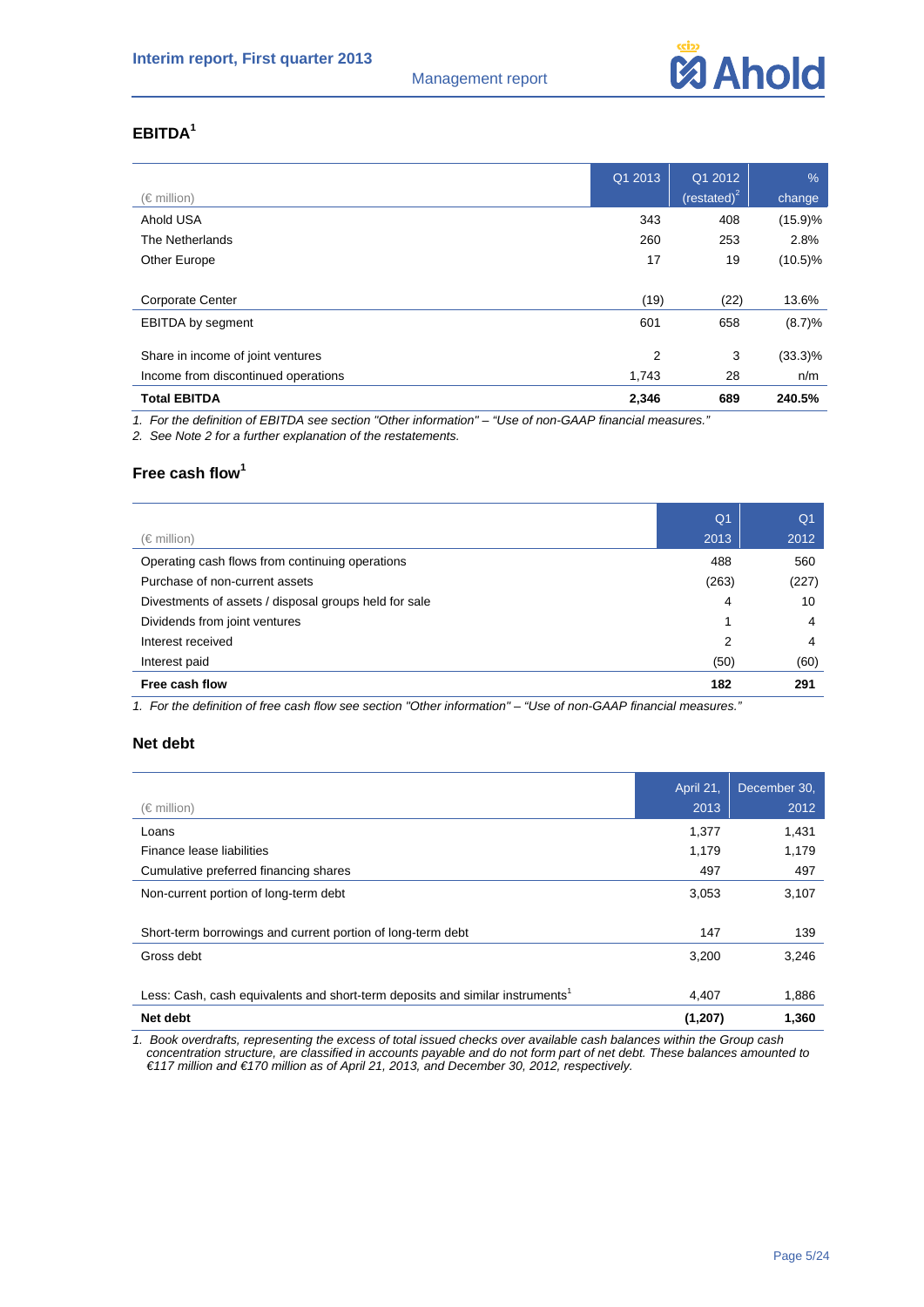## EBITDA[1]

| (€ million) | Q1 2013 | Q1 2012 (restated)[2] | % change |
|---|---|---|---|
| Ahold USA | 343 | 408 | (15.9)% |
| The Netherlands | 260 | 253 | 2.8% |
| Other Europe | 17 | 19 | (10.5)% |
| | | | |
| Corporate Center | (19) | (22) | 13.6% |
| EBITDA by segment | 601 | 658 | (8.7)% |
| | | | |
| Share in income of joint ventures | 2 | 3 | (33.3)% |
| Income from discontinued operations | 1,743 | 28 | n/m |
| **Total EBITDA** | **2,346** | **689** | **240.5%** |

*1. For the definition of EBITDA see section "Other information" – "Use of non-GAAP financial measures."*

*2. See Note 2 for a further explanation of the restatements.*

## Free cash flow[1]

| (€ million) | Q1 2013 | Q1 2012 |
|---|---|---|
| Operating cash flows from continuing operations | 488 | 560 |
| Purchase of non-current assets | (263) | (227) |
| Divestments of assets / disposal groups held for sale | 4 | 10 |
| Dividends from joint ventures | 1 | 4 |
| Interest received | 2 | 4 |
| Interest paid | (50) | (60) |
| **Free cash flow** | **182** | **291** |

*1. For the definition of free cash flow see section "Other information" – "Use of non-GAAP financial measures."*

## Net debt

| (€ million) | April 21, 2013 | December 30, 2012 |
|---|---|---|
| Loans | 1,377 | 1,431 |
| Finance lease liabilities | 1,179 | 1,179 |
| Cumulative preferred financing shares | 497 | 497 |
| Non-current portion of long-term debt | 3,053 | 3,107 |
| | | |
| Short-term borrowings and current portion of long-term debt | 147 | 139 |
| Gross debt | 3,200 | 3,246 |
| | | |
| Less: Cash, cash equivalents and short-term deposits and similar instruments[1] | 4,407 | 1,886 |
| **Net debt** | **(1,207)** | **1,360** |

*1. Book overdrafts, representing the excess of total issued checks over available cash balances within the Group cash concentration structure, are classified in accounts payable and do not form part of net debt. These balances amounted to €117 million and €170 million as of April 21, 2013, and December 30, 2012, respectively.*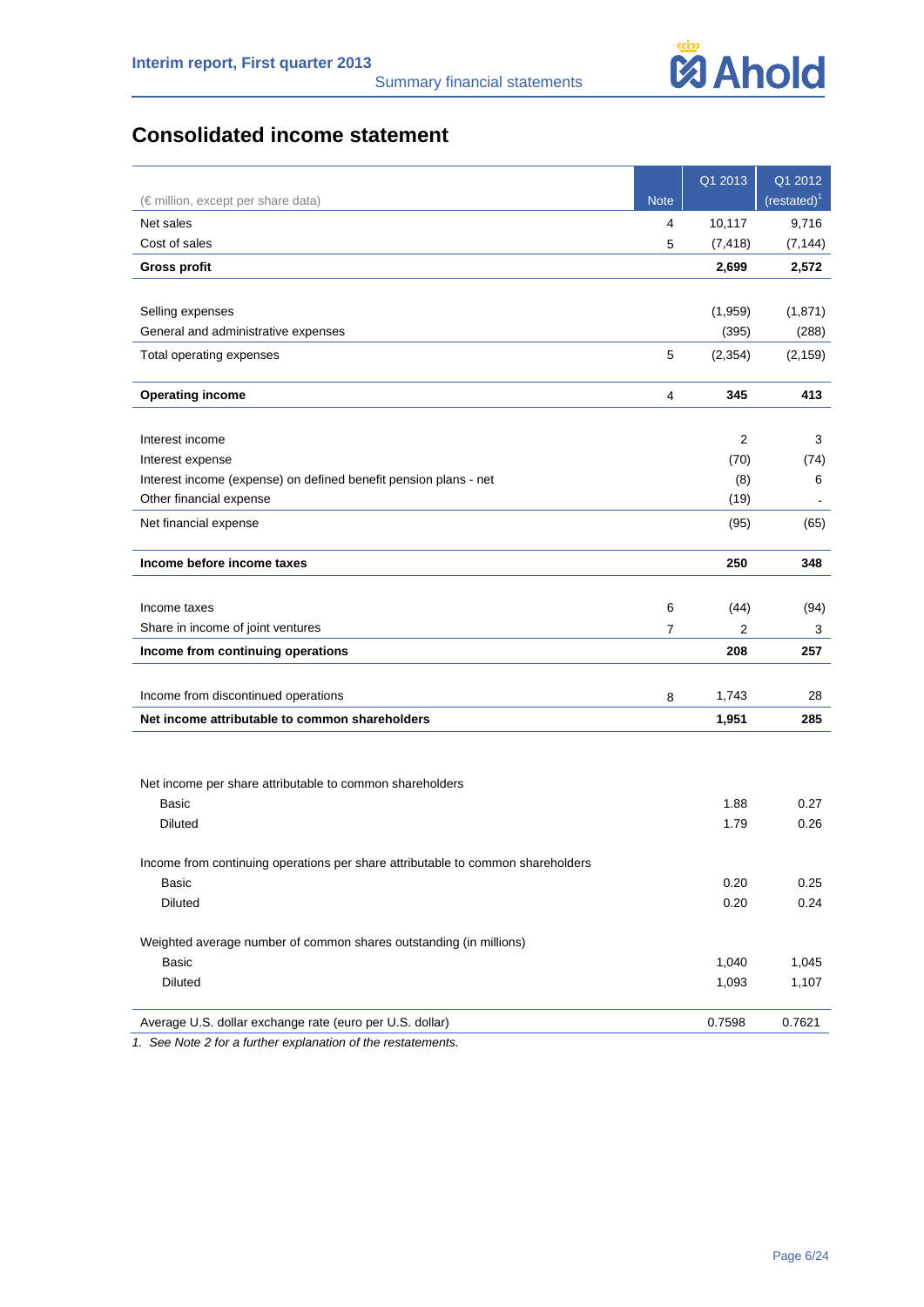# Consolidated income statement

| (€ million, except per share data) | Note | Q1 2013 | Q1 2012 (restated)[1] |
|---|---|---|---|
| Net sales | 4 | 10,117 | 9,716 |
| Cost of sales | 5 | (7,418) | (7,144) |
| **Gross profit** | | **2,699** | **2,572** |
| | | | |
| Selling expenses | | (1,959) | (1,871) |
| General and administrative expenses | | (395) | (288) |
| Total operating expenses | 5 | (2,354) | (2,159) |
| | | | |
| **Operating income** | 4 | **345** | **413** |
| | | | |
| Interest income | | 2 | 3 |
| Interest expense | | (70) | (74) |
| Interest income (expense) on defined benefit pension plans - net | | (8) | 6 |
| Other financial expense | | (19) | - |
| Net financial expense | | (95) | (65) |
| | | | |
| **Income before income taxes** | | **250** | **348** |
| | | | |
| Income taxes | 6 | (44) | (94) |
| Share in income of joint ventures | 7 | 2 | 3 |
| **Income from continuing operations** | | **208** | **257** |
| | | | |
| Income from discontinued operations | 8 | 1,743 | 28 |
| **Net income attributable to common shareholders** | | **1,951** | **285** |
| | | | |
| Net income per share attributable to common shareholders | | | |
| Basic | | 1.88 | 0.27 |
| Diluted | | 1.79 | 0.26 |
| | | | |
| Income from continuing operations per share attributable to common shareholders | | | |
| Basic | | 0.20 | 0.25 |
| Diluted | | 0.20 | 0.24 |
| | | | |
| Weighted average number of common shares outstanding (in millions) | | | |
| Basic | | 1,040 | 1,045 |
| Diluted | | 1,093 | 1,107 |
| | | | |
| Average U.S. dollar exchange rate (euro per U.S. dollar) | | 0.7598 | 0.7621 |

*1. See Note 2 for a further explanation of the restatements.*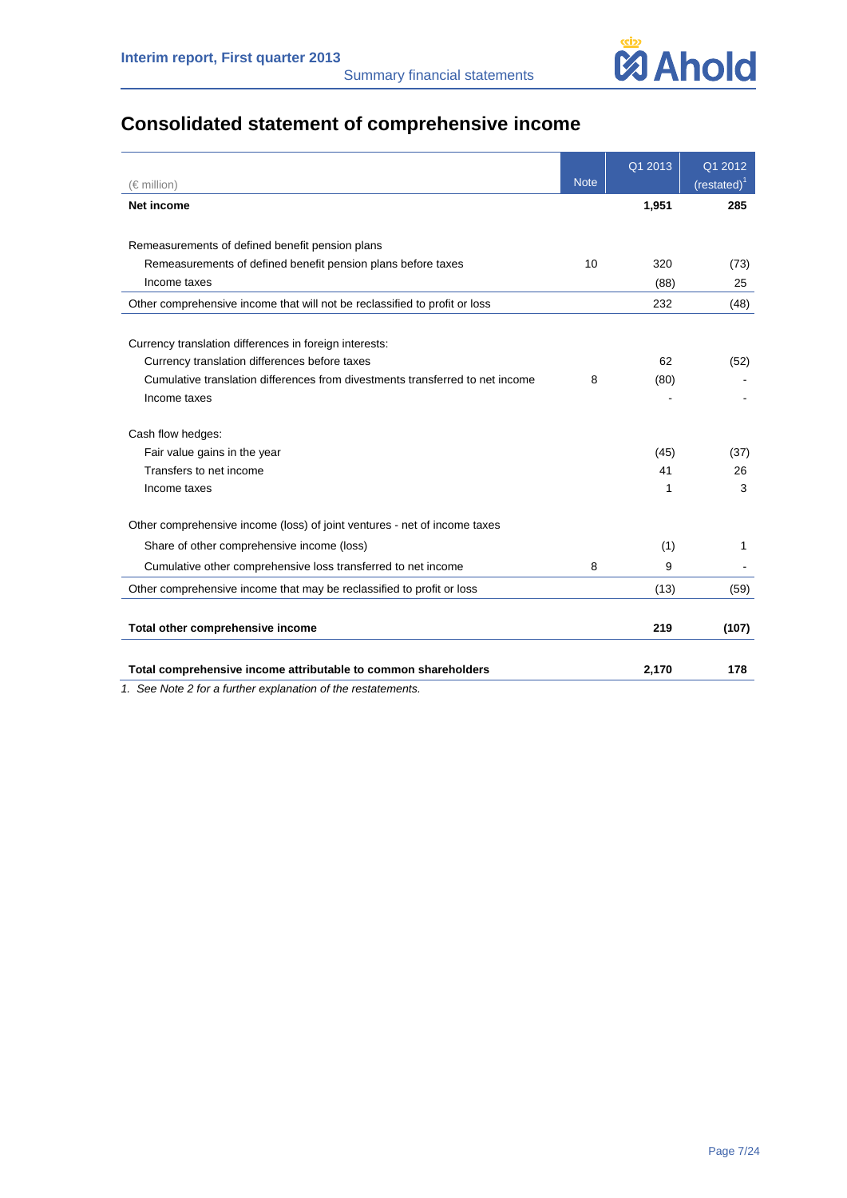# Consolidated statement of comprehensive income

| (€ million) | Note | Q1 2013 | Q1 2012 (restated)[1] |
|---|---|---|---|
| **Net income** | | **1,951** | **285** |
| | | | |
| Remeasurements of defined benefit pension plans | | | |
| Remeasurements of defined benefit pension plans before taxes | 10 | 320 | (73) |
| Income taxes | | (88) | 25 |
| Other comprehensive income that will not be reclassified to profit or loss | | 232 | (48) |
| | | | |
| Currency translation differences in foreign interests: | | | |
| Currency translation differences before taxes | | 62 | (52) |
| Cumulative translation differences from divestments transferred to net income | 8 | (80) | - |
| Income taxes | | - | - |
| | | | |
| Cash flow hedges: | | | |
| Fair value gains in the year | | (45) | (37) |
| Transfers to net income | | 41 | 26 |
| Income taxes | | 1 | 3 |
| | | | |
| Other comprehensive income (loss) of joint ventures - net of income taxes | | | |
| Share of other comprehensive income (loss) | | (1) | 1 |
| Cumulative other comprehensive loss transferred to net income | 8 | 9 | - |
| Other comprehensive income that may be reclassified to profit or loss | | (13) | (59) |
| | | | |
| **Total other comprehensive income** | | **219** | **(107)** |
| | | | |
| **Total comprehensive income attributable to common shareholders** | | **2,170** | **178** |

*1. See Note 2 for a further explanation of the restatements.*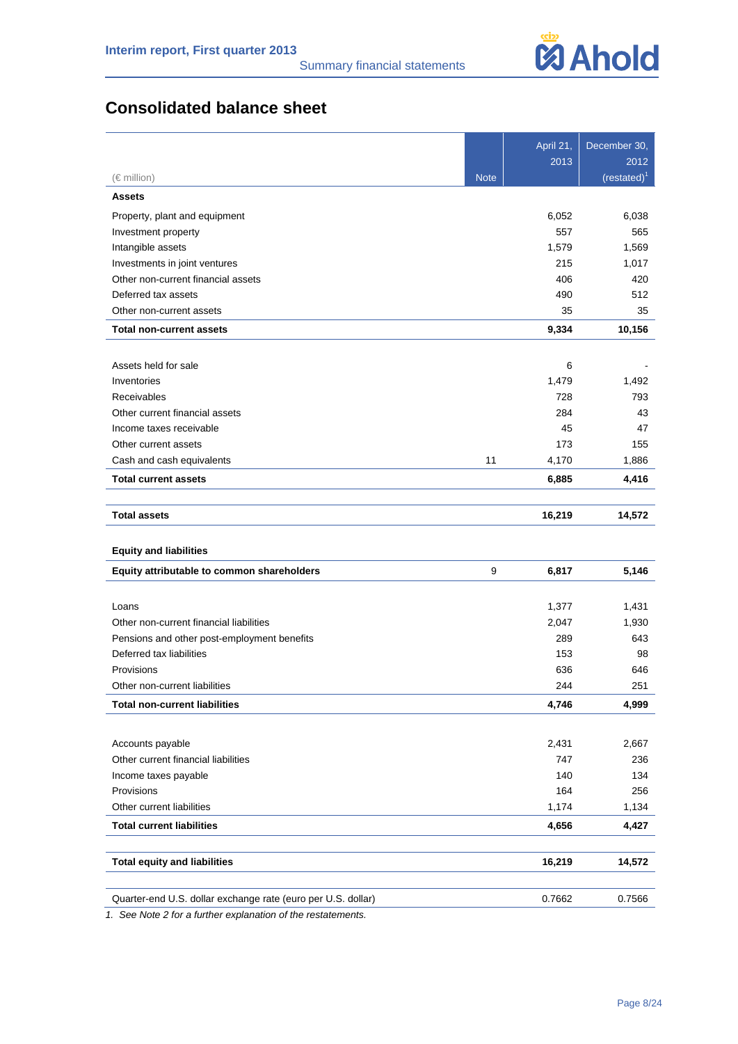# Consolidated balance sheet

| (€ million) | Note | April 21, 2013 | December 30, 2012 (restated)[1] |
|---|---|---|---|
| **Assets** | | | |
| Property, plant and equipment | | 6,052 | 6,038 |
| Investment property | | 557 | 565 |
| Intangible assets | | 1,579 | 1,569 |
| Investments in joint ventures | | 215 | 1,017 |
| Other non-current financial assets | | 406 | 420 |
| Deferred tax assets | | 490 | 512 |
| Other non-current assets | | 35 | 35 |
| **Total non-current assets** | | **9,334** | **10,156** |
| | | | |
| Assets held for sale | | 6 | - |
| Inventories | | 1,479 | 1,492 |
| Receivables | | 728 | 793 |
| Other current financial assets | | 284 | 43 |
| Income taxes receivable | | 45 | 47 |
| Other current assets | | 173 | 155 |
| Cash and cash equivalents | 11 | 4,170 | 1,886 |
| **Total current assets** | | **6,885** | **4,416** |
| | | | |
| **Total assets** | | **16,219** | **14,572** |
| | | | |
| **Equity and liabilities** | | | |
| **Equity attributable to common shareholders** | 9 | **6,817** | **5,146** |
| | | | |
| Loans | | 1,377 | 1,431 |
| Other non-current financial liabilities | | 2,047 | 1,930 |
| Pensions and other post-employment benefits | | 289 | 643 |
| Deferred tax liabilities | | 153 | 98 |
| Provisions | | 636 | 646 |
| Other non-current liabilities | | 244 | 251 |
| **Total non-current liabilities** | | **4,746** | **4,999** |
| | | | |
| Accounts payable | | 2,431 | 2,667 |
| Other current financial liabilities | | 747 | 236 |
| Income taxes payable | | 140 | 134 |
| Provisions | | 164 | 256 |
| Other current liabilities | | 1,174 | 1,134 |
| **Total current liabilities** | | **4,656** | **4,427** |
| | | | |
| **Total equity and liabilities** | | **16,219** | **14,572** |
| | | | |
| Quarter-end U.S. dollar exchange rate (euro per U.S. dollar) | | 0.7662 | 0.7566 |

*1. See Note 2 for a further explanation of the restatements.*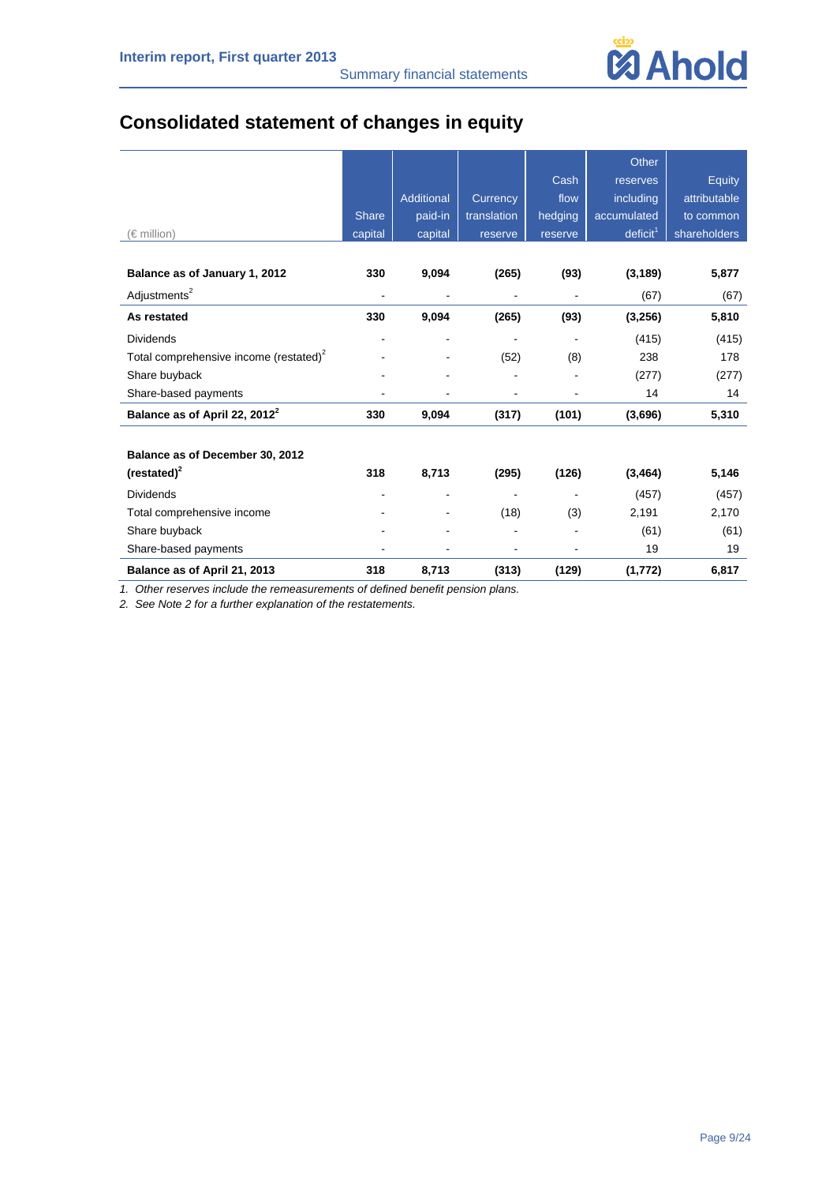# Consolidated statement of changes in equity

| (€ million) | Share capital | Additional paid-in capital | Currency translation reserve | Cash flow hedging reserve | Other reserves including accumulated deficit[1] | Equity attributable to common shareholders |
|---|---|---|---|---|---|---|
| **Balance as of January 1, 2012** | **330** | **9,094** | **(265)** | **(93)** | **(3,189)** | **5,877** |
| Adjustments[2] | - | - | - | - | (67) | (67) |
| **As restated** | **330** | **9,094** | **(265)** | **(93)** | **(3,256)** | **5,810** |
| Dividends | - | - | - | - | (415) | (415) |
| Total comprehensive income (restated)[2] | - | - | (52) | (8) | 238 | 178 |
| Share buyback | - | - | - | - | (277) | (277) |
| Share-based payments | - | - | - | - | 14 | 14 |
| **Balance as of April 22, 2012[2]** | **330** | **9,094** | **(317)** | **(101)** | **(3,696)** | **5,310** |
| | | | | | | |
| **Balance as of December 30, 2012 (restated)[2]** | **318** | **8,713** | **(295)** | **(126)** | **(3,464)** | **5,146** |
| Dividends | - | - | - | - | (457) | (457) |
| Total comprehensive income | - | - | (18) | (3) | 2,191 | 2,170 |
| Share buyback | - | - | - | - | (61) | (61) |
| Share-based payments | - | - | - | - | 19 | 19 |
| **Balance as of April 21, 2013** | **318** | **8,713** | **(313)** | **(129)** | **(1,772)** | **6,817** |

*1. Other reserves include the remeasurements of defined benefit pension plans.*

*2. See Note 2 for a further explanation of the restatements.*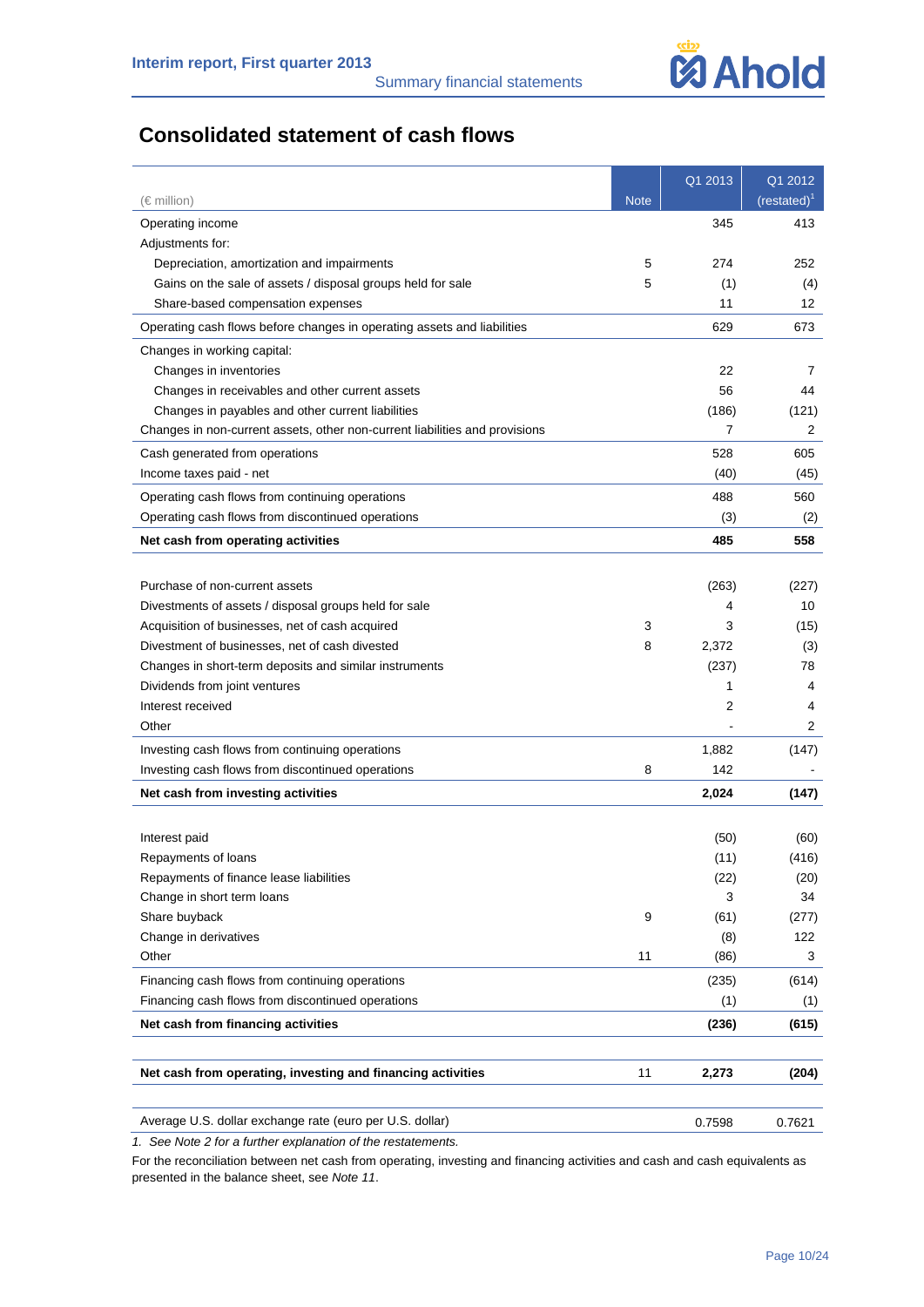# Consolidated statement of cash flows

| (€ million) | Note | Q1 2013 | Q1 2012 (restated)[1] |
|---|---|---|---|
| Operating income | | 345 | 413 |
| Adjustments for: | | | |
| Depreciation, amortization and impairments | 5 | 274 | 252 |
| Gains on the sale of assets / disposal groups held for sale | 5 | (1) | (4) |
| Share-based compensation expenses | | 11 | 12 |
| Operating cash flows before changes in operating assets and liabilities | | 629 | 673 |
| Changes in working capital: | | | |
| Changes in inventories | | 22 | 7 |
| Changes in receivables and other current assets | | 56 | 44 |
| Changes in payables and other current liabilities | | (186) | (121) |
| Changes in non-current assets, other non-current liabilities and provisions | | 7 | 2 |
| Cash generated from operations | | 528 | 605 |
| Income taxes paid - net | | (40) | (45) |
| Operating cash flows from continuing operations | | 488 | 560 |
| Operating cash flows from discontinued operations | | (3) | (2) |
| **Net cash from operating activities** | | **485** | **558** |
| | | | |
| Purchase of non-current assets | | (263) | (227) |
| Divestments of assets / disposal groups held for sale | | 4 | 10 |
| Acquisition of businesses, net of cash acquired | 3 | 3 | (15) |
| Divestment of businesses, net of cash divested | 8 | 2,372 | (3) |
| Changes in short-term deposits and similar instruments | | (237) | 78 |
| Dividends from joint ventures | | 1 | 4 |
| Interest received | | 2 | 4 |
| Other | | - | 2 |
| Investing cash flows from continuing operations | | 1,882 | (147) |
| Investing cash flows from discontinued operations | 8 | 142 | - |
| **Net cash from investing activities** | | **2,024** | **(147)** |
| | | | |
| Interest paid | | (50) | (60) |
| Repayments of loans | | (11) | (416) |
| Repayments of finance lease liabilities | | (22) | (20) |
| Change in short term loans | | 3 | 34 |
| Share buyback | 9 | (61) | (277) |
| Change in derivatives | | (8) | 122 |
| Other | 11 | (86) | 3 |
| Financing cash flows from continuing operations | | (235) | (614) |
| Financing cash flows from discontinued operations | | (1) | (1) |
| **Net cash from financing activities** | | **(236)** | **(615)** |
| | | | |
| **Net cash from operating, investing and financing activities** | 11 | **2,273** | **(204)** |
| | | | |
| Average U.S. dollar exchange rate (euro per U.S. dollar) | | 0.7598 | 0.7621 |

*1. See Note 2 for a further explanation of the restatements.*

For the reconciliation between net cash from operating, investing and financing activities and cash and cash equivalents as presented in the balance sheet, see *Note 11*.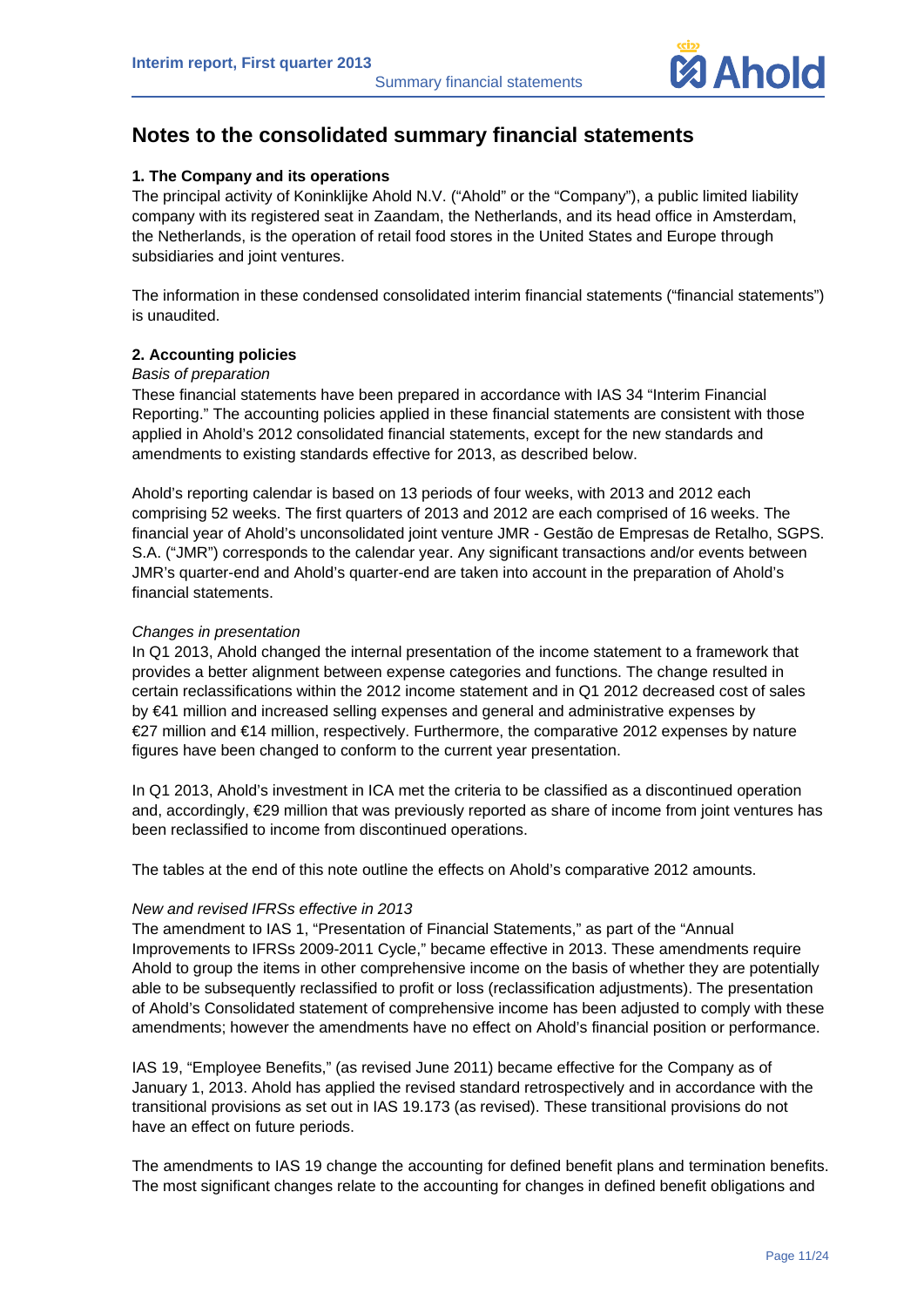## Notes to the consolidated summary financial statements

**1. The Company and its operations**
The principal activity of Koninklijke Ahold N.V. ("Ahold" or the "Company"), a public limited liability company with its registered seat in Zaandam, the Netherlands, and its head office in Amsterdam, the Netherlands, is the operation of retail food stores in the United States and Europe through subsidiaries and joint ventures.

The information in these condensed consolidated interim financial statements ("financial statements") is unaudited.

**2. Accounting policies**
*Basis of preparation*
These financial statements have been prepared in accordance with IAS 34 "Interim Financial Reporting." The accounting policies applied in these financial statements are consistent with those applied in Ahold's 2012 consolidated financial statements, except for the new standards and amendments to existing standards effective for 2013, as described below.

Ahold's reporting calendar is based on 13 periods of four weeks, with 2013 and 2012 each comprising 52 weeks. The first quarters of 2013 and 2012 are each comprised of 16 weeks. The financial year of Ahold's unconsolidated joint venture JMR - Gestão de Empresas de Retalho, SGPS. S.A. ("JMR") corresponds to the calendar year. Any significant transactions and/or events between JMR's quarter-end and Ahold's quarter-end are taken into account in the preparation of Ahold's financial statements.

*Changes in presentation*
In Q1 2013, Ahold changed the internal presentation of the income statement to a framework that provides a better alignment between expense categories and functions. The change resulted in certain reclassifications within the 2012 income statement and in Q1 2012 decreased cost of sales by €41 million and increased selling expenses and general and administrative expenses by €27 million and €14 million, respectively. Furthermore, the comparative 2012 expenses by nature figures have been changed to conform to the current year presentation.

In Q1 2013, Ahold's investment in ICA met the criteria to be classified as a discontinued operation and, accordingly, €29 million that was previously reported as share of income from joint ventures has been reclassified to income from discontinued operations.

The tables at the end of this note outline the effects on Ahold's comparative 2012 amounts.

*New and revised IFRSs effective in 2013*
The amendment to IAS 1, "Presentation of Financial Statements," as part of the "Annual Improvements to IFRSs 2009-2011 Cycle," became effective in 2013. These amendments require Ahold to group the items in other comprehensive income on the basis of whether they are potentially able to be subsequently reclassified to profit or loss (reclassification adjustments). The presentation of Ahold's Consolidated statement of comprehensive income has been adjusted to comply with these amendments; however the amendments have no effect on Ahold's financial position or performance.

IAS 19, "Employee Benefits," (as revised June 2011) became effective for the Company as of January 1, 2013. Ahold has applied the revised standard retrospectively and in accordance with the transitional provisions as set out in IAS 19.173 (as revised). These transitional provisions do not have an effect on future periods.

The amendments to IAS 19 change the accounting for defined benefit plans and termination benefits. The most significant changes relate to the accounting for changes in defined benefit obligations and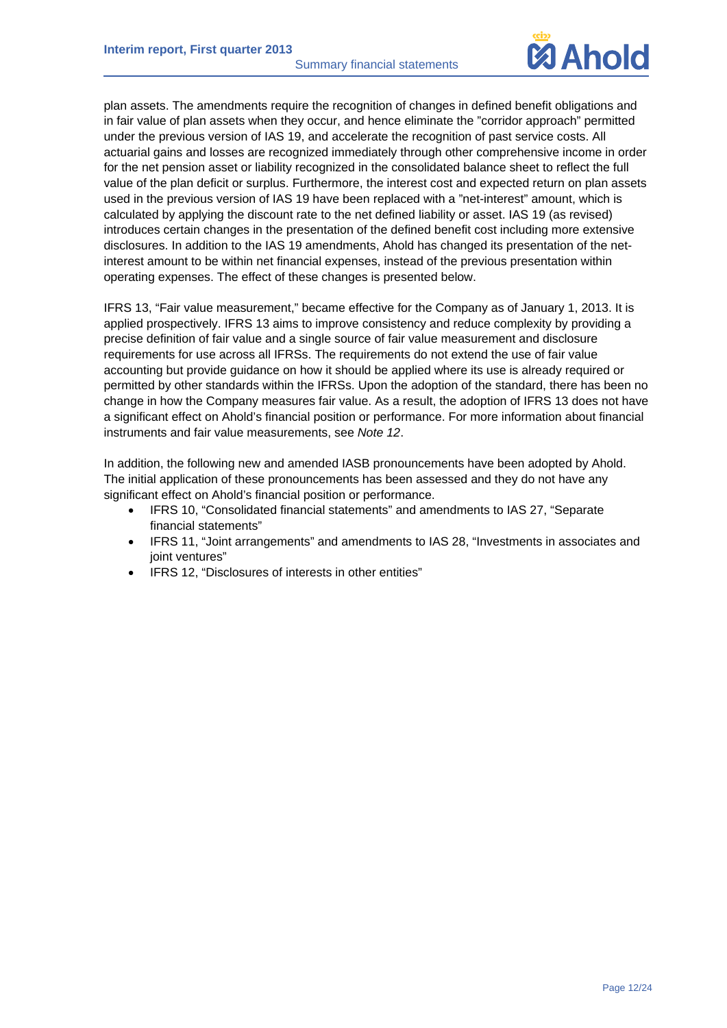plan assets. The amendments require the recognition of changes in defined benefit obligations and in fair value of plan assets when they occur, and hence eliminate the "corridor approach" permitted under the previous version of IAS 19, and accelerate the recognition of past service costs. All actuarial gains and losses are recognized immediately through other comprehensive income in order for the net pension asset or liability recognized in the consolidated balance sheet to reflect the full value of the plan deficit or surplus. Furthermore, the interest cost and expected return on plan assets used in the previous version of IAS 19 have been replaced with a "net-interest" amount, which is calculated by applying the discount rate to the net defined liability or asset. IAS 19 (as revised) introduces certain changes in the presentation of the defined benefit cost including more extensive disclosures. In addition to the IAS 19 amendments, Ahold has changed its presentation of the net-interest amount to be within net financial expenses, instead of the previous presentation within operating expenses. The effect of these changes is presented below.

IFRS 13, "Fair value measurement," became effective for the Company as of January 1, 2013. It is applied prospectively. IFRS 13 aims to improve consistency and reduce complexity by providing a precise definition of fair value and a single source of fair value measurement and disclosure requirements for use across all IFRSs. The requirements do not extend the use of fair value accounting but provide guidance on how it should be applied where its use is already required or permitted by other standards within the IFRSs. Upon the adoption of the standard, there has been no change in how the Company measures fair value. As a result, the adoption of IFRS 13 does not have a significant effect on Ahold's financial position or performance. For more information about financial instruments and fair value measurements, see *Note 12*.

In addition, the following new and amended IASB pronouncements have been adopted by Ahold. The initial application of these pronouncements has been assessed and they do not have any significant effect on Ahold's financial position or performance.

- IFRS 10, "Consolidated financial statements" and amendments to IAS 27, "Separate financial statements"
- IFRS 11, "Joint arrangements" and amendments to IAS 28, "Investments in associates and joint ventures"
- IFRS 12, "Disclosures of interests in other entities"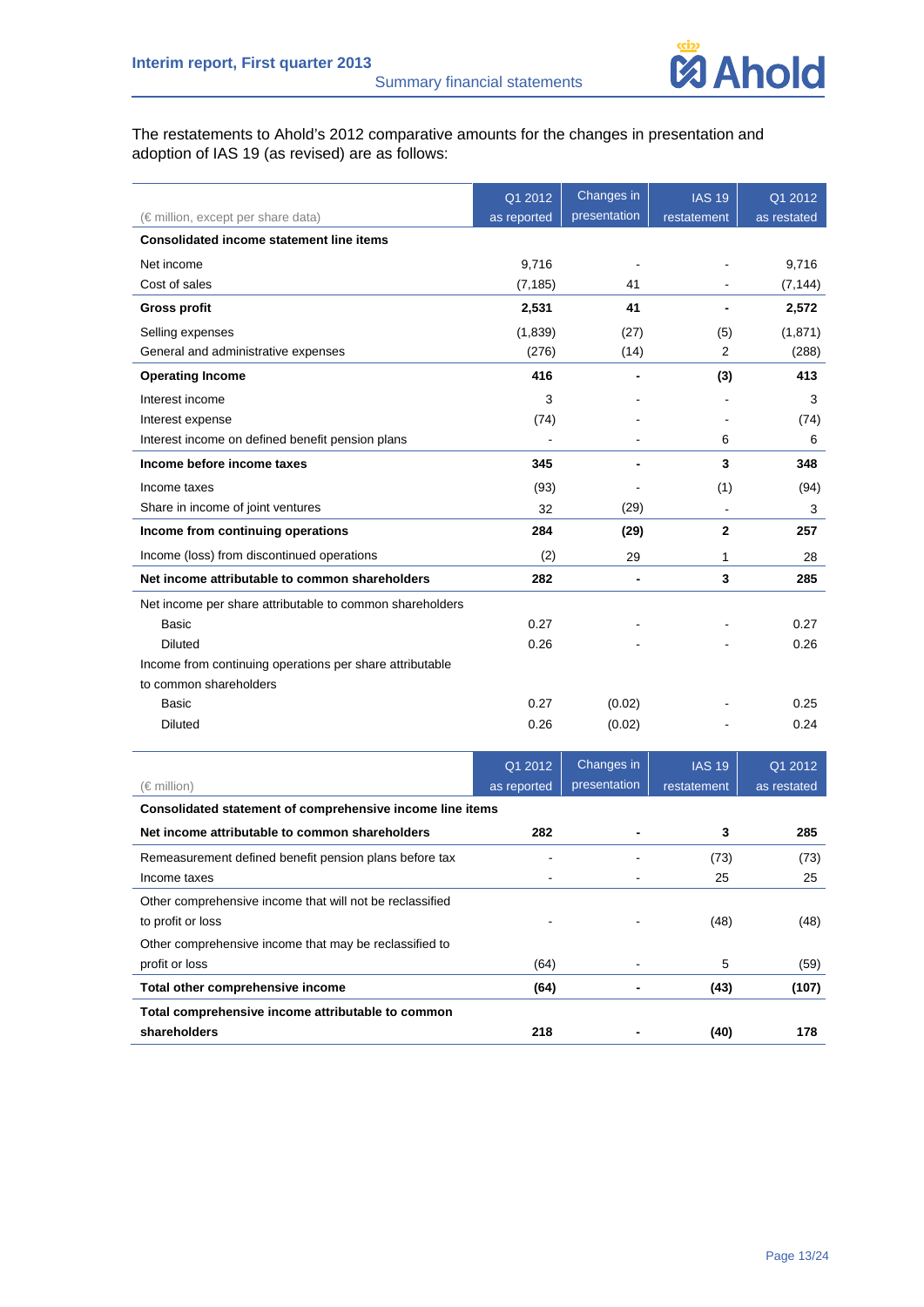The restatements to Ahold's 2012 comparative amounts for the changes in presentation and adoption of IAS 19 (as revised) are as follows:

| (€ million, except per share data) | Q1 2012 as reported | Changes in presentation | IAS 19 restatement | Q1 2012 as restated |
|---|---|---|---|---|
| **Consolidated income statement line items** | | | | |
| Net income | 9,716 | - | - | 9,716 |
| Cost of sales | (7,185) | 41 | - | (7,144) |
| **Gross profit** | **2,531** | **41** | **-** | **2,572** |
| Selling expenses | (1,839) | (27) | (5) | (1,871) |
| General and administrative expenses | (276) | (14) | 2 | (288) |
| **Operating Income** | **416** | **-** | **(3)** | **413** |
| Interest income | 3 | - | - | 3 |
| Interest expense | (74) | - | - | (74) |
| Interest income on defined benefit pension plans | - | - | 6 | 6 |
| **Income before income taxes** | **345** | **-** | **3** | **348** |
| Income taxes | (93) | - | (1) | (94) |
| Share in income of joint ventures | 32 | (29) | - | 3 |
| **Income from continuing operations** | **284** | **(29)** | **2** | **257** |
| Income (loss) from discontinued operations | (2) | 29 | 1 | 28 |
| **Net income attributable to common shareholders** | **282** | **-** | **3** | **285** |
| Net income per share attributable to common shareholders | | | | |
| Basic | 0.27 | - | - | 0.27 |
| Diluted | 0.26 | - | - | 0.26 |
| Income from continuing operations per share attributable to common shareholders | | | | |
| Basic | 0.27 | (0.02) | - | 0.25 |
| Diluted | 0.26 | (0.02) | - | 0.24 |

| (€ million) | Q1 2012 as reported | Changes in presentation | IAS 19 restatement | Q1 2012 as restated |
|---|---|---|---|---|
| **Consolidated statement of comprehensive income line items** | | | | |
| **Net income attributable to common shareholders** | **282** | **-** | **3** | **285** |
| Remeasurement defined benefit pension plans before tax | - | - | (73) | (73) |
| Income taxes | - | - | 25 | 25 |
| Other comprehensive income that will not be reclassified to profit or loss | - | - | (48) | (48) |
| Other comprehensive income that may be reclassified to profit or loss | (64) | - | 5 | (59) |
| **Total other comprehensive income** | **(64)** | **-** | **(43)** | **(107)** |
| **Total comprehensive income attributable to common shareholders** | **218** | **-** | **(40)** | **178** |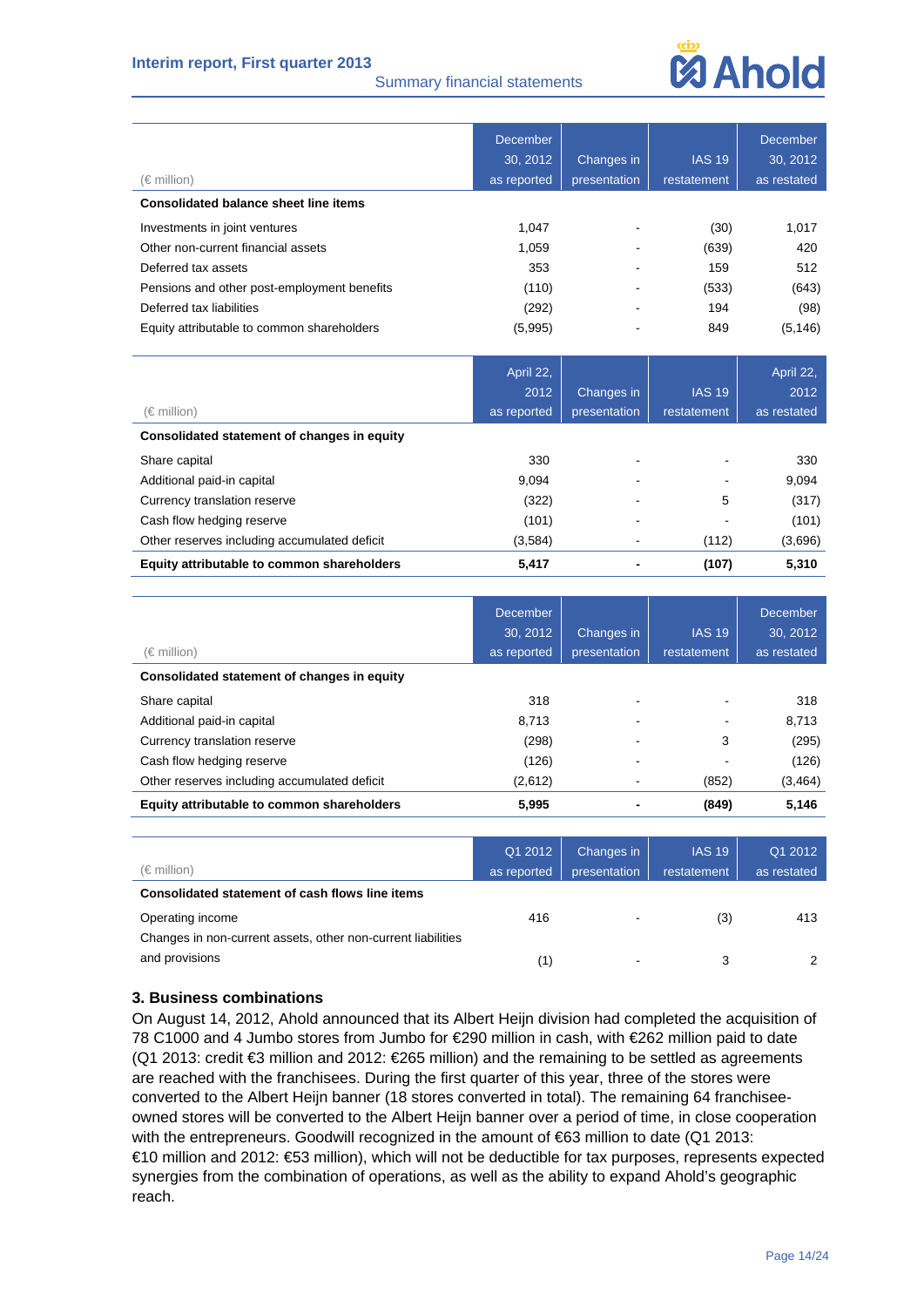| (€ million) | December 30, 2012 as reported | Changes in presentation | IAS 19 restatement | December 30, 2012 as restated |
|---|---|---|---|---|
| **Consolidated balance sheet line items** | | | | |
| Investments in joint ventures | 1,047 | - | (30) | 1,017 |
| Other non-current financial assets | 1,059 | - | (639) | 420 |
| Deferred tax assets | 353 | - | 159 | 512 |
| Pensions and other post-employment benefits | (110) | - | (533) | (643) |
| Deferred tax liabilities | (292) | - | 194 | (98) |
| Equity attributable to common shareholders | (5,995) | - | 849 | (5,146) |

| (€ million) | April 22, 2012 as reported | Changes in presentation | IAS 19 restatement | April 22, 2012 as restated |
|---|---|---|---|---|
| **Consolidated statement of changes in equity** | | | | |
| Share capital | 330 | - | - | 330 |
| Additional paid-in capital | 9,094 | - | - | 9,094 |
| Currency translation reserve | (322) | - | 5 | (317) |
| Cash flow hedging reserve | (101) | - | - | (101) |
| Other reserves including accumulated deficit | (3,584) | - | (112) | (3,696) |
| **Equity attributable to common shareholders** | **5,417** | **-** | **(107)** | **5,310** |

| (€ million) | December 30, 2012 as reported | Changes in presentation | IAS 19 restatement | December 30, 2012 as restated |
|---|---|---|---|---|
| **Consolidated statement of changes in equity** | | | | |
| Share capital | 318 | - | - | 318 |
| Additional paid-in capital | 8,713 | - | - | 8,713 |
| Currency translation reserve | (298) | - | 3 | (295) |
| Cash flow hedging reserve | (126) | - | - | (126) |
| Other reserves including accumulated deficit | (2,612) | - | (852) | (3,464) |
| **Equity attributable to common shareholders** | **5,995** | **-** | **(849)** | **5,146** |

| (€ million) | Q1 2012 as reported | Changes in presentation | IAS 19 restatement | Q1 2012 as restated |
|---|---|---|---|---|
| **Consolidated statement of cash flows line items** | | | | |
| Operating income | 416 | - | (3) | 413 |
| Changes in non-current assets, other non-current liabilities and provisions | (1) | - | 3 | 2 |

### 3. Business combinations

On August 14, 2012, Ahold announced that its Albert Heijn division had completed the acquisition of 78 C1000 and 4 Jumbo stores from Jumbo for €290 million in cash, with €262 million paid to date (Q1 2013: credit €3 million and 2012: €265 million) and the remaining to be settled as agreements are reached with the franchisees. During the first quarter of this year, three of the stores were converted to the Albert Heijn banner (18 stores converted in total). The remaining 64 franchisee-owned stores will be converted to the Albert Heijn banner over a period of time, in close cooperation with the entrepreneurs. Goodwill recognized in the amount of €63 million to date (Q1 2013: €10 million and 2012: €53 million), which will not be deductible for tax purposes, represents expected synergies from the combination of operations, as well as the ability to expand Ahold's geographic reach.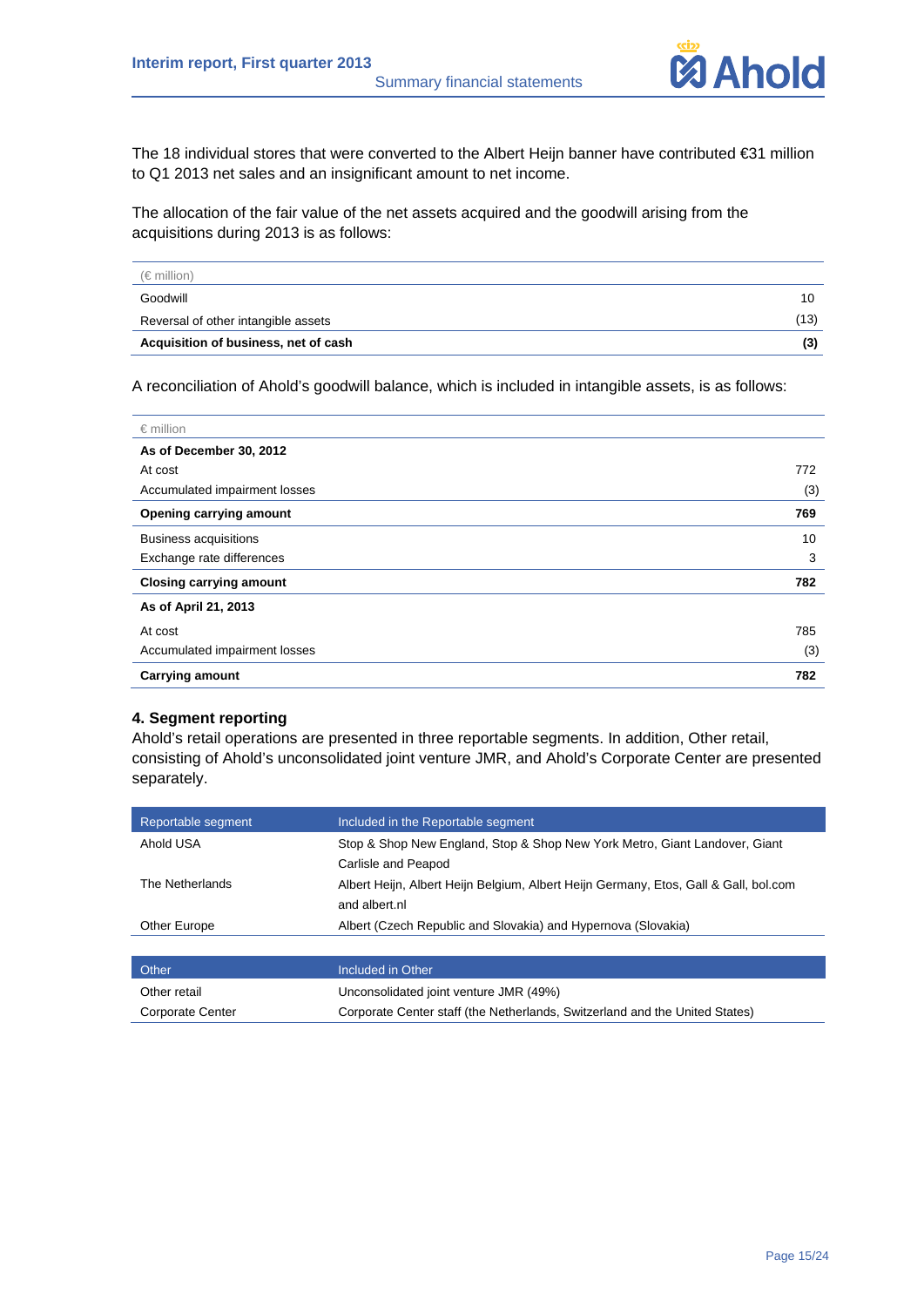The 18 individual stores that were converted to the Albert Heijn banner have contributed €31 million to Q1 2013 net sales and an insignificant amount to net income.

The allocation of the fair value of the net assets acquired and the goodwill arising from the acquisitions during 2013 is as follows:

| (€ million) | |
|---|---|
| Goodwill | 10 |
| Reversal of other intangible assets | (13) |
| **Acquisition of business, net of cash** | **(3)** |

A reconciliation of Ahold's goodwill balance, which is included in intangible assets, is as follows:

| € million | |
|---|---|
| **As of December 30, 2012** | |
| At cost | 772 |
| Accumulated impairment losses | (3) |
| **Opening carrying amount** | **769** |
| Business acquisitions | 10 |
| Exchange rate differences | 3 |
| **Closing carrying amount** | **782** |
| **As of April 21, 2013** | |
| At cost | 785 |
| Accumulated impairment losses | (3) |
| **Carrying amount** | **782** |

## 4. Segment reporting

Ahold's retail operations are presented in three reportable segments. In addition, Other retail, consisting of Ahold's unconsolidated joint venture JMR, and Ahold's Corporate Center are presented separately.

| Reportable segment | Included in the Reportable segment |
|---|---|
| Ahold USA | Stop & Shop New England, Stop & Shop New York Metro, Giant Landover, Giant Carlisle and Peapod |
| The Netherlands | Albert Heijn, Albert Heijn Belgium, Albert Heijn Germany, Etos, Gall & Gall, bol.com and albert.nl |
| Other Europe | Albert (Czech Republic and Slovakia) and Hypernova (Slovakia) |

| Other | Included in Other |
|---|---|
| Other retail | Unconsolidated joint venture JMR (49%) |
| Corporate Center | Corporate Center staff (the Netherlands, Switzerland and the United States) |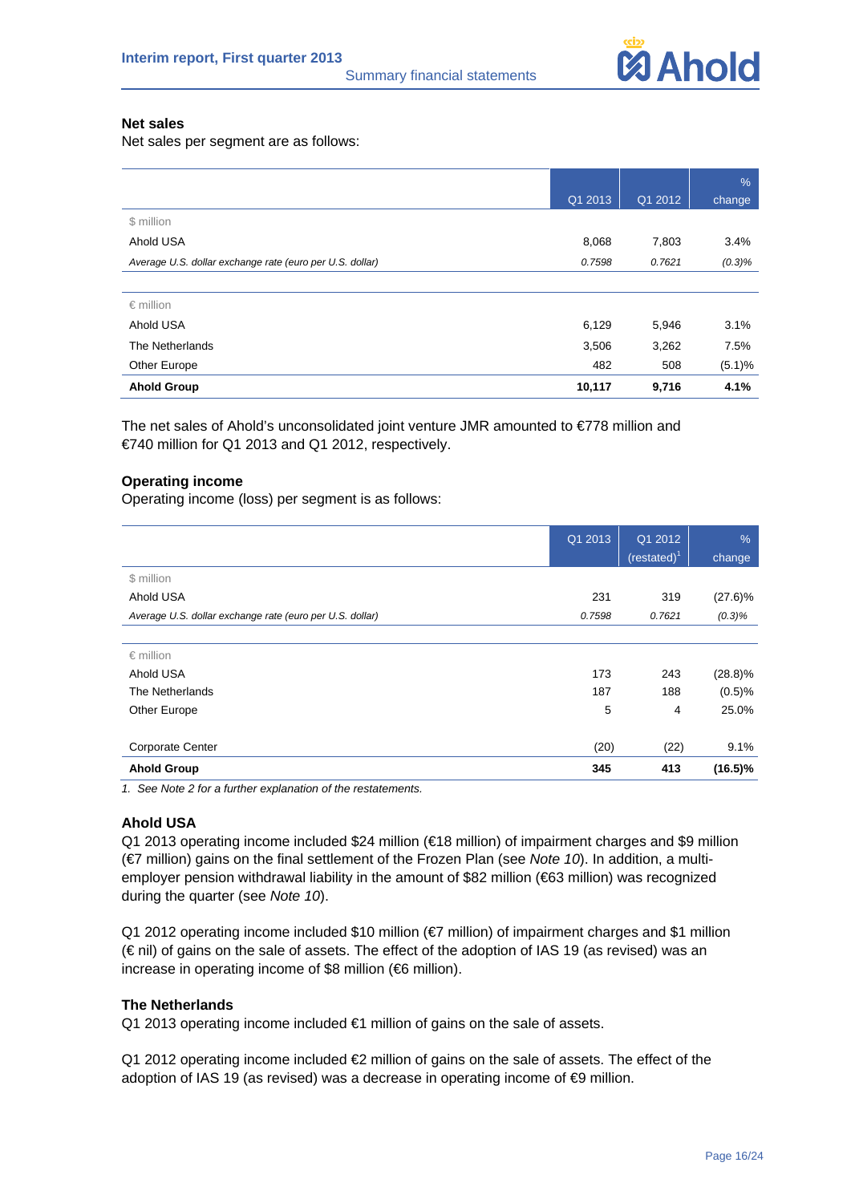### Net sales

Net sales per segment are as follows:

| | Q1 2013 | Q1 2012 | % change |
|---|---|---|---|
| $ million | | | |
| Ahold USA | 8,068 | 7,803 | 3.4% |
| *Average U.S. dollar exchange rate (euro per U.S. dollar)* | *0.7598* | *0.7621* | *(0.3)%* |
| | | | |
| € million | | | |
| Ahold USA | 6,129 | 5,946 | 3.1% |
| The Netherlands | 3,506 | 3,262 | 7.5% |
| Other Europe | 482 | 508 | (5.1)% |
| **Ahold Group** | **10,117** | **9,716** | **4.1%** |

The net sales of Ahold's unconsolidated joint venture JMR amounted to €778 million and €740 million for Q1 2013 and Q1 2012, respectively.

### Operating income

Operating income (loss) per segment is as follows:

| | Q1 2013 | Q1 2012 (restated)[1] | % change |
|---|---|---|---|
| $ million | | | |
| Ahold USA | 231 | 319 | (27.6)% |
| *Average U.S. dollar exchange rate (euro per U.S. dollar)* | *0.7598* | *0.7621* | *(0.3)%* |
| | | | |
| € million | | | |
| Ahold USA | 173 | 243 | (28.8)% |
| The Netherlands | 187 | 188 | (0.5)% |
| Other Europe | 5 | 4 | 25.0% |
| | | | |
| Corporate Center | (20) | (22) | 9.1% |
| **Ahold Group** | **345** | **413** | **(16.5)%** |

*1. See Note 2 for a further explanation of the restatements.*

### Ahold USA

Q1 2013 operating income included $24 million (€18 million) of impairment charges and $9 million (€7 million) gains on the final settlement of the Frozen Plan (see *Note 10*). In addition, a multi-employer pension withdrawal liability in the amount of $82 million (€63 million) was recognized during the quarter (see *Note 10*).

Q1 2012 operating income included $10 million (€7 million) of impairment charges and $1 million (€ nil) of gains on the sale of assets. The effect of the adoption of IAS 19 (as revised) was an increase in operating income of $8 million (€6 million).

### The Netherlands

Q1 2013 operating income included €1 million of gains on the sale of assets.

Q1 2012 operating income included €2 million of gains on the sale of assets. The effect of the adoption of IAS 19 (as revised) was a decrease in operating income of €9 million.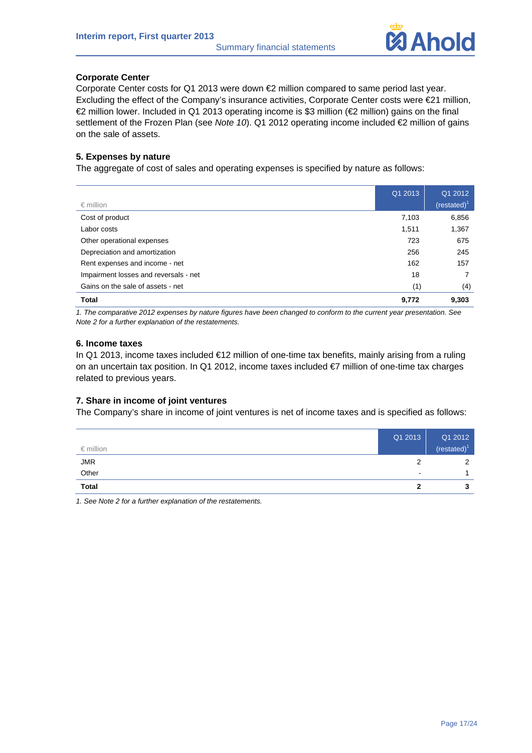### Corporate Center

Corporate Center costs for Q1 2013 were down €2 million compared to same period last year. Excluding the effect of the Company's insurance activities, Corporate Center costs were €21 million, €2 million lower. Included in Q1 2013 operating income is $3 million (€2 million) gains on the final settlement of the Frozen Plan (see *Note 10*). Q1 2012 operating income included €2 million of gains on the sale of assets.

### 5. Expenses by nature

The aggregate of cost of sales and operating expenses is specified by nature as follows:

| € million | Q1 2013 | Q1 2012 (restated)[1] |
|---|---|---|
| Cost of product | 7,103 | 6,856 |
| Labor costs | 1,511 | 1,367 |
| Other operational expenses | 723 | 675 |
| Depreciation and amortization | 256 | 245 |
| Rent expenses and income - net | 162 | 157 |
| Impairment losses and reversals - net | 18 | 7 |
| Gains on the sale of assets - net | (1) | (4) |
| **Total** | **9,772** | **9,303** |

*1. The comparative 2012 expenses by nature figures have been changed to conform to the current year presentation. See Note 2 for a further explanation of the restatements.*

### 6. Income taxes

In Q1 2013, income taxes included €12 million of one-time tax benefits, mainly arising from a ruling on an uncertain tax position. In Q1 2012, income taxes included €7 million of one-time tax charges related to previous years.

### 7. Share in income of joint ventures

The Company's share in income of joint ventures is net of income taxes and is specified as follows:

| € million | Q1 2013 | Q1 2012 (restated)[1] |
|---|---|---|
| JMR | 2 | 2 |
| Other | - | 1 |
| **Total** | **2** | **3** |

*1. See Note 2 for a further explanation of the restatements.*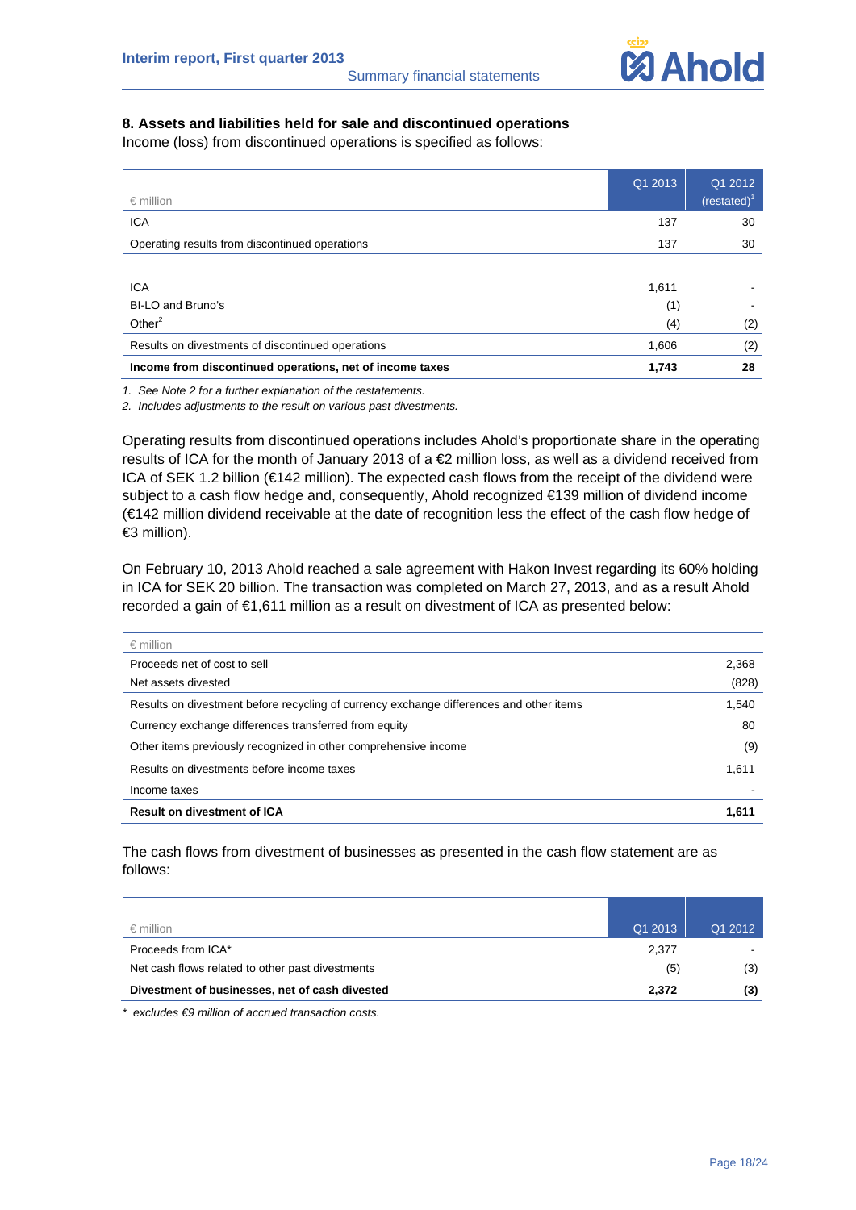### 8. Assets and liabilities held for sale and discontinued operations

Income (loss) from discontinued operations is specified as follows:

| € million | Q1 2013 | Q1 2012 (restated)[1] |
|---|---|---|
| ICA | 137 | 30 |
| Operating results from discontinued operations | 137 | 30 |
| | | |
| ICA | 1,611 | - |
| BI-LO and Bruno's | (1) | - |
| Other[2] | (4) | (2) |
| Results on divestments of discontinued operations | 1,606 | (2) |
| **Income from discontinued operations, net of income taxes** | **1,743** | **28** |

*1. See Note 2 for a further explanation of the restatements.*

*2. Includes adjustments to the result on various past divestments.*

Operating results from discontinued operations includes Ahold's proportionate share in the operating results of ICA for the month of January 2013 of a €2 million loss, as well as a dividend received from ICA of SEK 1.2 billion (€142 million). The expected cash flows from the receipt of the dividend were subject to a cash flow hedge and, consequently, Ahold recognized €139 million of dividend income (€142 million dividend receivable at the date of recognition less the effect of the cash flow hedge of €3 million).

On February 10, 2013 Ahold reached a sale agreement with Hakon Invest regarding its 60% holding in ICA for SEK 20 billion. The transaction was completed on March 27, 2013, and as a result Ahold recorded a gain of €1,611 million as a result on divestment of ICA as presented below:

| € million | |
|---|---|
| Proceeds net of cost to sell | 2,368 |
| Net assets divested | (828) |
| Results on divestment before recycling of currency exchange differences and other items | 1,540 |
| Currency exchange differences transferred from equity | 80 |
| Other items previously recognized in other comprehensive income | (9) |
| Results on divestments before income taxes | 1,611 |
| Income taxes | - |
| **Result on divestment of ICA** | **1,611** |

The cash flows from divestment of businesses as presented in the cash flow statement are as follows:

| € million | Q1 2013 | Q1 2012 |
|---|---|---|
| Proceeds from ICA* | 2,377 | - |
| Net cash flows related to other past divestments | (5) | (3) |
| **Divestment of businesses, net of cash divested** | **2,372** | **(3)** |

*\* excludes €9 million of accrued transaction costs.*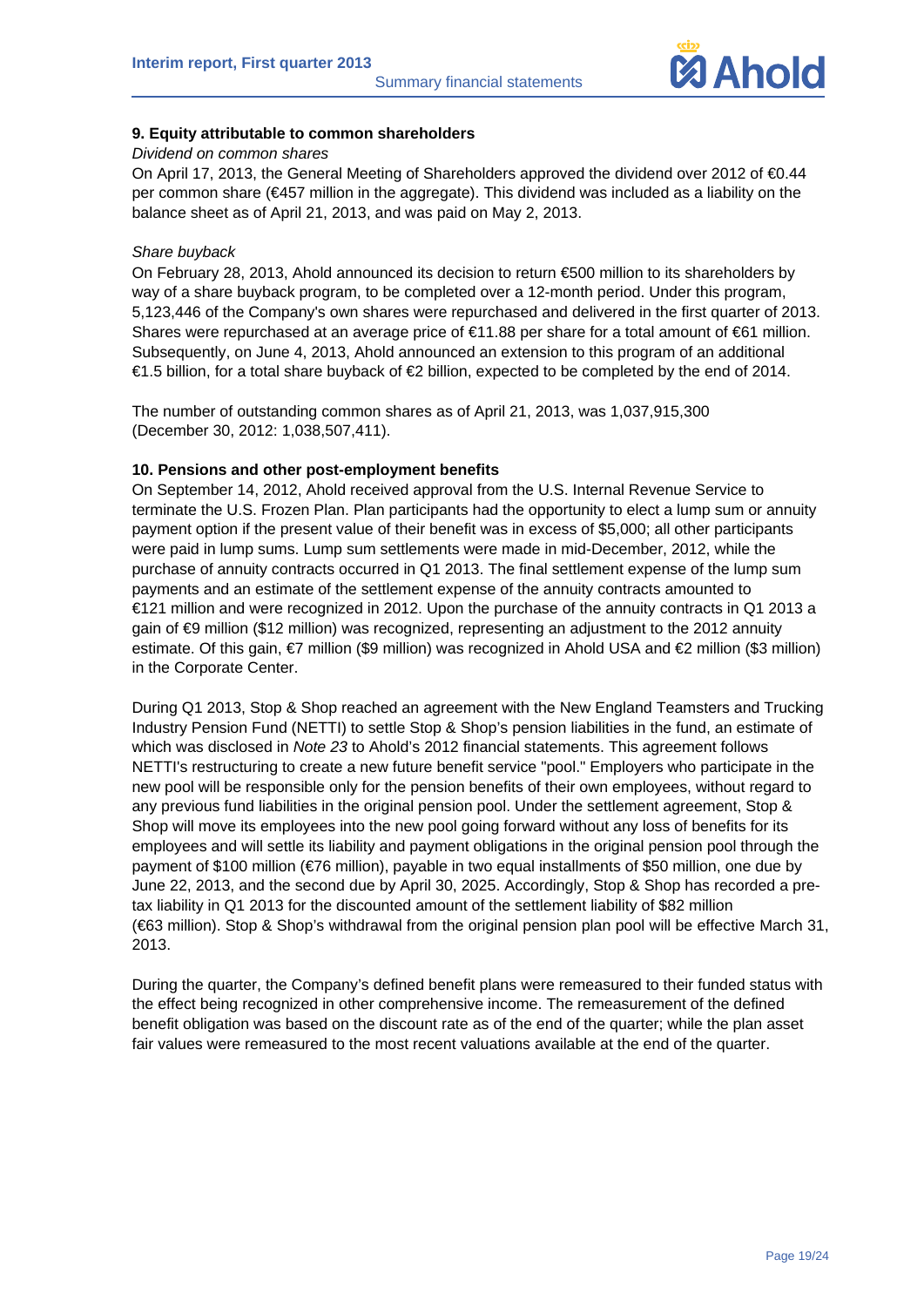**9. Equity attributable to common shareholders**

*Dividend on common shares*

On April 17, 2013, the General Meeting of Shareholders approved the dividend over 2012 of €0.44 per common share (€457 million in the aggregate). This dividend was included as a liability on the balance sheet as of April 21, 2013, and was paid on May 2, 2013.

*Share buyback*

On February 28, 2013, Ahold announced its decision to return €500 million to its shareholders by way of a share buyback program, to be completed over a 12-month period. Under this program, 5,123,446 of the Company's own shares were repurchased and delivered in the first quarter of 2013. Shares were repurchased at an average price of €11.88 per share for a total amount of €61 million. Subsequently, on June 4, 2013, Ahold announced an extension to this program of an additional €1.5 billion, for a total share buyback of €2 billion, expected to be completed by the end of 2014.

The number of outstanding common shares as of April 21, 2013, was 1,037,915,300 (December 30, 2012: 1,038,507,411).

**10. Pensions and other post-employment benefits**

On September 14, 2012, Ahold received approval from the U.S. Internal Revenue Service to terminate the U.S. Frozen Plan. Plan participants had the opportunity to elect a lump sum or annuity payment option if the present value of their benefit was in excess of $5,000; all other participants were paid in lump sums. Lump sum settlements were made in mid-December, 2012, while the purchase of annuity contracts occurred in Q1 2013. The final settlement expense of the lump sum payments and an estimate of the settlement expense of the annuity contracts amounted to €121 million and were recognized in 2012. Upon the purchase of the annuity contracts in Q1 2013 a gain of €9 million ($12 million) was recognized, representing an adjustment to the 2012 annuity estimate. Of this gain, €7 million ($9 million) was recognized in Ahold USA and €2 million ($3 million) in the Corporate Center.

During Q1 2013, Stop & Shop reached an agreement with the New England Teamsters and Trucking Industry Pension Fund (NETTI) to settle Stop & Shop's pension liabilities in the fund, an estimate of which was disclosed in *Note 23* to Ahold's 2012 financial statements. This agreement follows NETTI's restructuring to create a new future benefit service "pool." Employers who participate in the new pool will be responsible only for the pension benefits of their own employees, without regard to any previous fund liabilities in the original pension pool. Under the settlement agreement, Stop & Shop will move its employees into the new pool going forward without any loss of benefits for its employees and will settle its liability and payment obligations in the original pension pool through the payment of $100 million (€76 million), payable in two equal installments of $50 million, one due by June 22, 2013, and the second due by April 30, 2025. Accordingly, Stop & Shop has recorded a pre-tax liability in Q1 2013 for the discounted amount of the settlement liability of $82 million (€63 million). Stop & Shop's withdrawal from the original pension plan pool will be effective March 31, 2013.

During the quarter, the Company's defined benefit plans were remeasured to their funded status with the effect being recognized in other comprehensive income. The remeasurement of the defined benefit obligation was based on the discount rate as of the end of the quarter; while the plan asset fair values were remeasured to the most recent valuations available at the end of the quarter.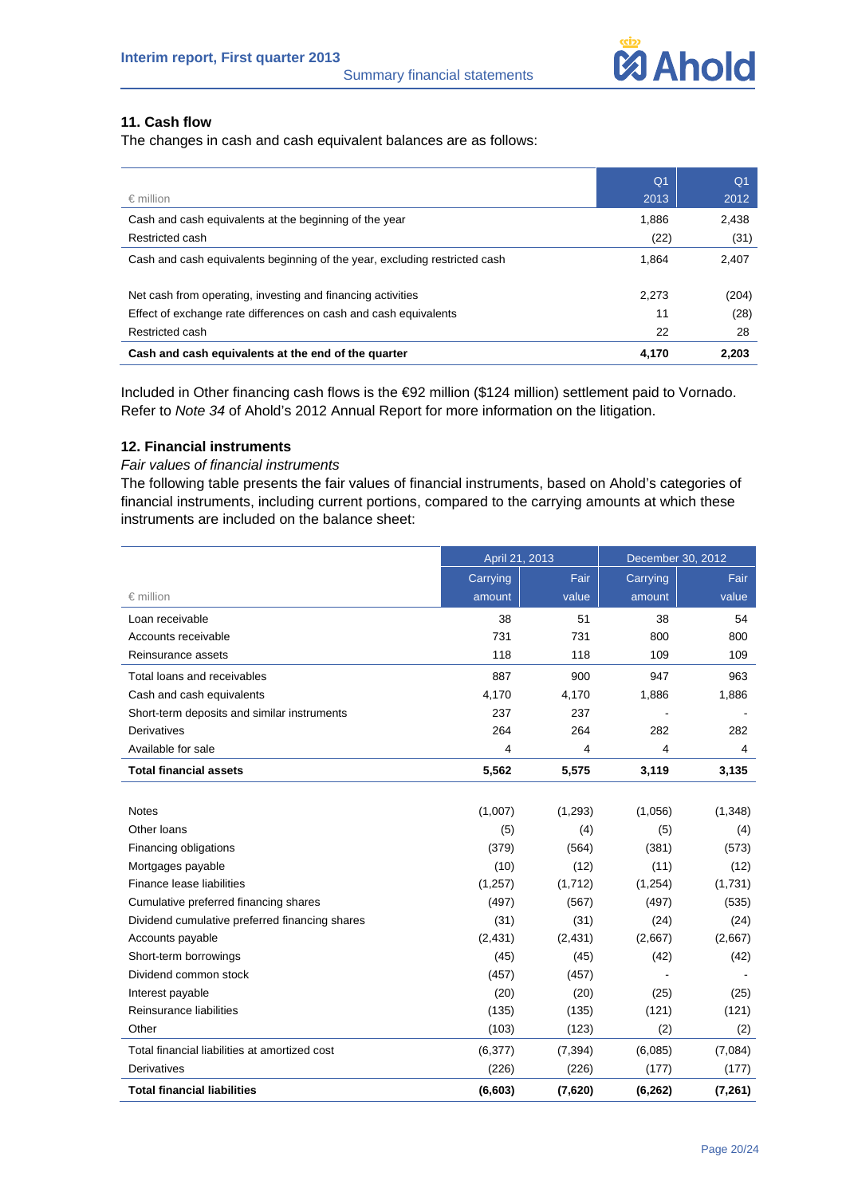### 11. Cash flow

The changes in cash and cash equivalent balances are as follows:

| € million | Q1 2013 | Q1 2012 |
|---|---|---|
| Cash and cash equivalents at the beginning of the year | 1,886 | 2,438 |
| Restricted cash | (22) | (31) |
| Cash and cash equivalents beginning of the year, excluding restricted cash | 1,864 | 2,407 |
| | | |
| Net cash from operating, investing and financing activities | 2,273 | (204) |
| Effect of exchange rate differences on cash and cash equivalents | 11 | (28) |
| Restricted cash | 22 | 28 |
| **Cash and cash equivalents at the end of the quarter** | **4,170** | **2,203** |

Included in Other financing cash flows is the €92 million ($124 million) settlement paid to Vornado. Refer to *Note 34* of Ahold's 2012 Annual Report for more information on the litigation.

### 12. Financial instruments

*Fair values of financial instruments*

The following table presents the fair values of financial instruments, based on Ahold's categories of financial instruments, including current portions, compared to the carrying amounts at which these instruments are included on the balance sheet:

| | April 21, 2013 | | December 30, 2012 | |
|---|---|---|---|---|
| € million | Carrying amount | Fair value | Carrying amount | Fair value |
| Loan receivable | 38 | 51 | 38 | 54 |
| Accounts receivable | 731 | 731 | 800 | 800 |
| Reinsurance assets | 118 | 118 | 109 | 109 |
| Total loans and receivables | 887 | 900 | 947 | 963 |
| Cash and cash equivalents | 4,170 | 4,170 | 1,886 | 1,886 |
| Short-term deposits and similar instruments | 237 | 237 | - | - |
| Derivatives | 264 | 264 | 282 | 282 |
| Available for sale | 4 | 4 | 4 | 4 |
| **Total financial assets** | **5,562** | **5,575** | **3,119** | **3,135** |
| | | | | |
| Notes | (1,007) | (1,293) | (1,056) | (1,348) |
| Other loans | (5) | (4) | (5) | (4) |
| Financing obligations | (379) | (564) | (381) | (573) |
| Mortgages payable | (10) | (12) | (11) | (12) |
| Finance lease liabilities | (1,257) | (1,712) | (1,254) | (1,731) |
| Cumulative preferred financing shares | (497) | (567) | (497) | (535) |
| Dividend cumulative preferred financing shares | (31) | (31) | (24) | (24) |
| Accounts payable | (2,431) | (2,431) | (2,667) | (2,667) |
| Short-term borrowings | (45) | (45) | (42) | (42) |
| Dividend common stock | (457) | (457) | - | - |
| Interest payable | (20) | (20) | (25) | (25) |
| Reinsurance liabilities | (135) | (135) | (121) | (121) |
| Other | (103) | (123) | (2) | (2) |
| Total financial liabilities at amortized cost | (6,377) | (7,394) | (6,085) | (7,084) |
| Derivatives | (226) | (226) | (177) | (177) |
| **Total financial liabilities** | **(6,603)** | **(7,620)** | **(6,262)** | **(7,261)** |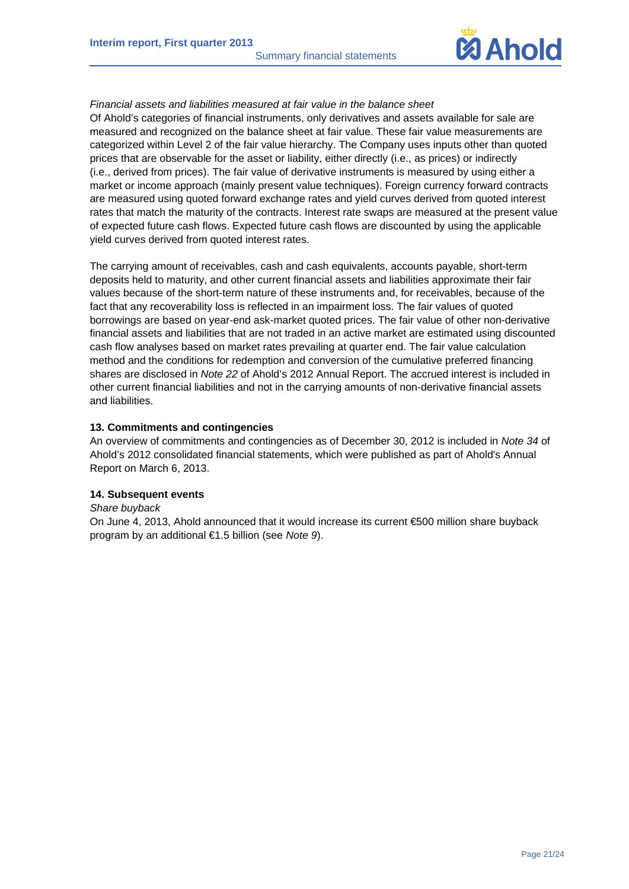*Financial assets and liabilities measured at fair value in the balance sheet*

Of Ahold's categories of financial instruments, only derivatives and assets available for sale are measured and recognized on the balance sheet at fair value. These fair value measurements are categorized within Level 2 of the fair value hierarchy. The Company uses inputs other than quoted prices that are observable for the asset or liability, either directly (i.e., as prices) or indirectly (i.e., derived from prices). The fair value of derivative instruments is measured by using either a market or income approach (mainly present value techniques). Foreign currency forward contracts are measured using quoted forward exchange rates and yield curves derived from quoted interest rates that match the maturity of the contracts. Interest rate swaps are measured at the present value of expected future cash flows. Expected future cash flows are discounted by using the applicable yield curves derived from quoted interest rates.

The carrying amount of receivables, cash and cash equivalents, accounts payable, short-term deposits held to maturity, and other current financial assets and liabilities approximate their fair values because of the short-term nature of these instruments and, for receivables, because of the fact that any recoverability loss is reflected in an impairment loss. The fair values of quoted borrowings are based on year-end ask-market quoted prices. The fair value of other non-derivative financial assets and liabilities that are not traded in an active market are estimated using discounted cash flow analyses based on market rates prevailing at quarter end. The fair value calculation method and the conditions for redemption and conversion of the cumulative preferred financing shares are disclosed in *Note 22* of Ahold's 2012 Annual Report. The accrued interest is included in other current financial liabilities and not in the carrying amounts of non-derivative financial assets and liabilities.

### 13. Commitments and contingencies

An overview of commitments and contingencies as of December 30, 2012 is included in *Note 34* of Ahold's 2012 consolidated financial statements, which were published as part of Ahold's Annual Report on March 6, 2013.

### 14. Subsequent events

*Share buyback*

On June 4, 2013, Ahold announced that it would increase its current €500 million share buyback program by an additional €1.5 billion (see *Note 9*).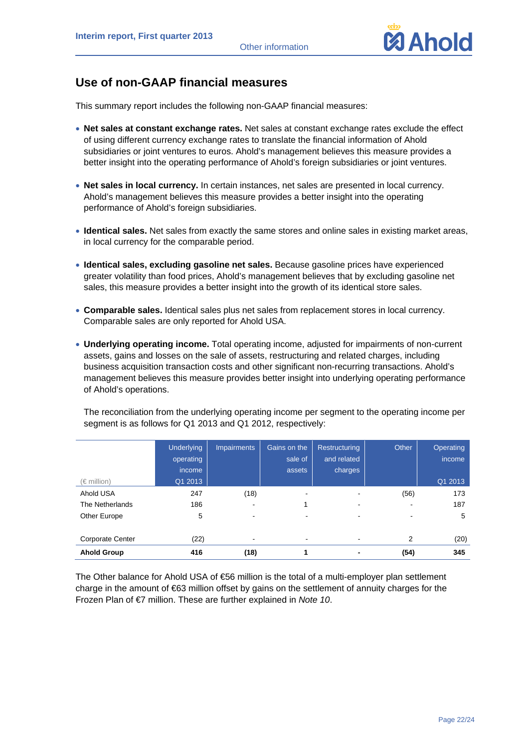## Use of non-GAAP financial measures

This summary report includes the following non-GAAP financial measures:

- **Net sales at constant exchange rates.** Net sales at constant exchange rates exclude the effect of using different currency exchange rates to translate the financial information of Ahold subsidiaries or joint ventures to euros. Ahold's management believes this measure provides a better insight into the operating performance of Ahold's foreign subsidiaries or joint ventures.

- **Net sales in local currency.** In certain instances, net sales are presented in local currency. Ahold's management believes this measure provides a better insight into the operating performance of Ahold's foreign subsidiaries.

- **Identical sales.** Net sales from exactly the same stores and online sales in existing market areas, in local currency for the comparable period.

- **Identical sales, excluding gasoline net sales.** Because gasoline prices have experienced greater volatility than food prices, Ahold's management believes that by excluding gasoline net sales, this measure provides a better insight into the growth of its identical store sales.

- **Comparable sales.** Identical sales plus net sales from replacement stores in local currency. Comparable sales are only reported for Ahold USA.

- **Underlying operating income.** Total operating income, adjusted for impairments of non-current assets, gains and losses on the sale of assets, restructuring and related charges, including business acquisition transaction costs and other significant non-recurring transactions. Ahold's management believes this measure provides better insight into underlying operating performance of Ahold's operations.

  The reconciliation from the underlying operating income per segment to the operating income per segment is as follows for Q1 2013 and Q1 2012, respectively:

| (€ million) | Underlying operating income Q1 2013 | Impairments | Gains on the sale of assets | Restructuring and related charges | Other | Operating income Q1 2013 |
|---|---|---|---|---|---|---|
| Ahold USA | 247 | (18) | - | - | (56) | 173 |
| The Netherlands | 186 | - | 1 | - | - | 187 |
| Other Europe | 5 | - | - | - | - | 5 |
| Corporate Center | (22) | - | - | - | 2 | (20) |
| **Ahold Group** | **416** | **(18)** | **1** | **-** | **(54)** | **345** |

The Other balance for Ahold USA of €56 million is the total of a multi-employer plan settlement charge in the amount of €63 million offset by gains on the settlement of annuity charges for the Frozen Plan of €7 million. These are further explained in *Note 10*.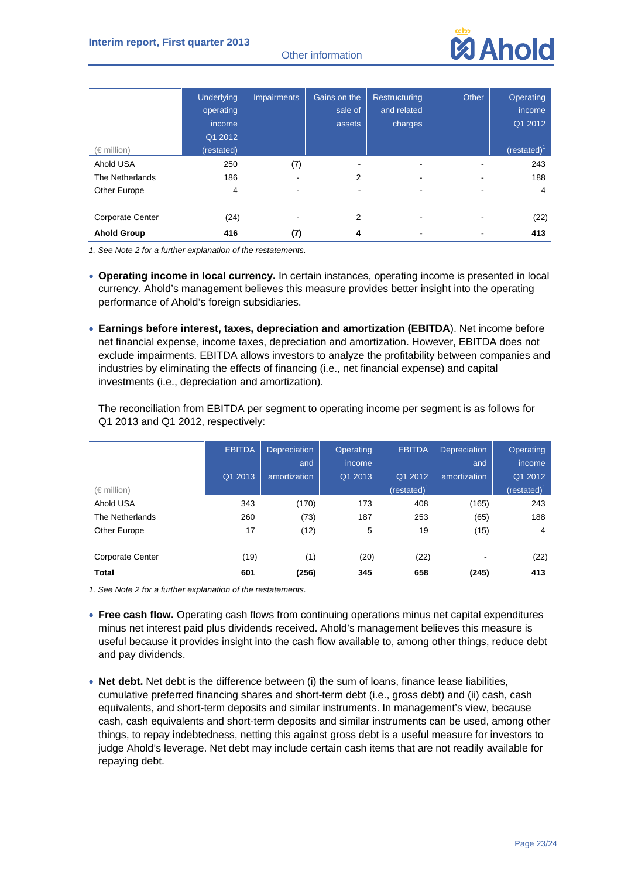| (€ million) | Underlying operating income Q1 2012 (restated) | Impairments | Gains on the sale of assets | Restructuring and related charges | Other | Operating income Q1 2012 (restated)[1] |
|---|---|---|---|---|---|---|
| Ahold USA | 250 | (7) | - | - | - | 243 |
| The Netherlands | 186 | - | 2 | - | - | 188 |
| Other Europe | 4 | - | - | - | - | 4 |
| | | | | | | |
| Corporate Center | (24) | - | 2 | - | - | (22) |
| **Ahold Group** | **416** | **(7)** | **4** | **-** | **-** | **413** |

*1. See Note 2 for a further explanation of the restatements.*

- **Operating income in local currency.** In certain instances, operating income is presented in local currency. Ahold's management believes this measure provides better insight into the operating performance of Ahold's foreign subsidiaries.

- **Earnings before interest, taxes, depreciation and amortization (EBITDA**). Net income before net financial expense, income taxes, depreciation and amortization. However, EBITDA does not exclude impairments. EBITDA allows investors to analyze the profitability between companies and industries by eliminating the effects of financing (i.e., net financial expense) and capital investments (i.e., depreciation and amortization).

  The reconciliation from EBITDA per segment to operating income per segment is as follows for Q1 2013 and Q1 2012, respectively:

| (€ million) | EBITDA Q1 2013 | Depreciation and amortization | Operating income Q1 2013 | EBITDA Q1 2012 (restated)[1] | Depreciation and amortization | Operating income Q1 2012 (restated)[1] |
|---|---|---|---|---|---|---|
| Ahold USA | 343 | (170) | 173 | 408 | (165) | 243 |
| The Netherlands | 260 | (73) | 187 | 253 | (65) | 188 |
| Other Europe | 17 | (12) | 5 | 19 | (15) | 4 |
| | | | | | | |
| Corporate Center | (19) | (1) | (20) | (22) | - | (22) |
| **Total** | **601** | **(256)** | **345** | **658** | **(245)** | **413** |

*1. See Note 2 for a further explanation of the restatements.*

- **Free cash flow.** Operating cash flows from continuing operations minus net capital expenditures minus net interest paid plus dividends received. Ahold's management believes this measure is useful because it provides insight into the cash flow available to, among other things, reduce debt and pay dividends.

- **Net debt.** Net debt is the difference between (i) the sum of loans, finance lease liabilities, cumulative preferred financing shares and short-term debt (i.e., gross debt) and (ii) cash, cash equivalents, and short-term deposits and similar instruments. In management's view, because cash, cash equivalents and short-term deposits and similar instruments can be used, among other things, to repay indebtedness, netting this against gross debt is a useful measure for investors to judge Ahold's leverage. Net debt may include certain cash items that are not readily available for repaying debt.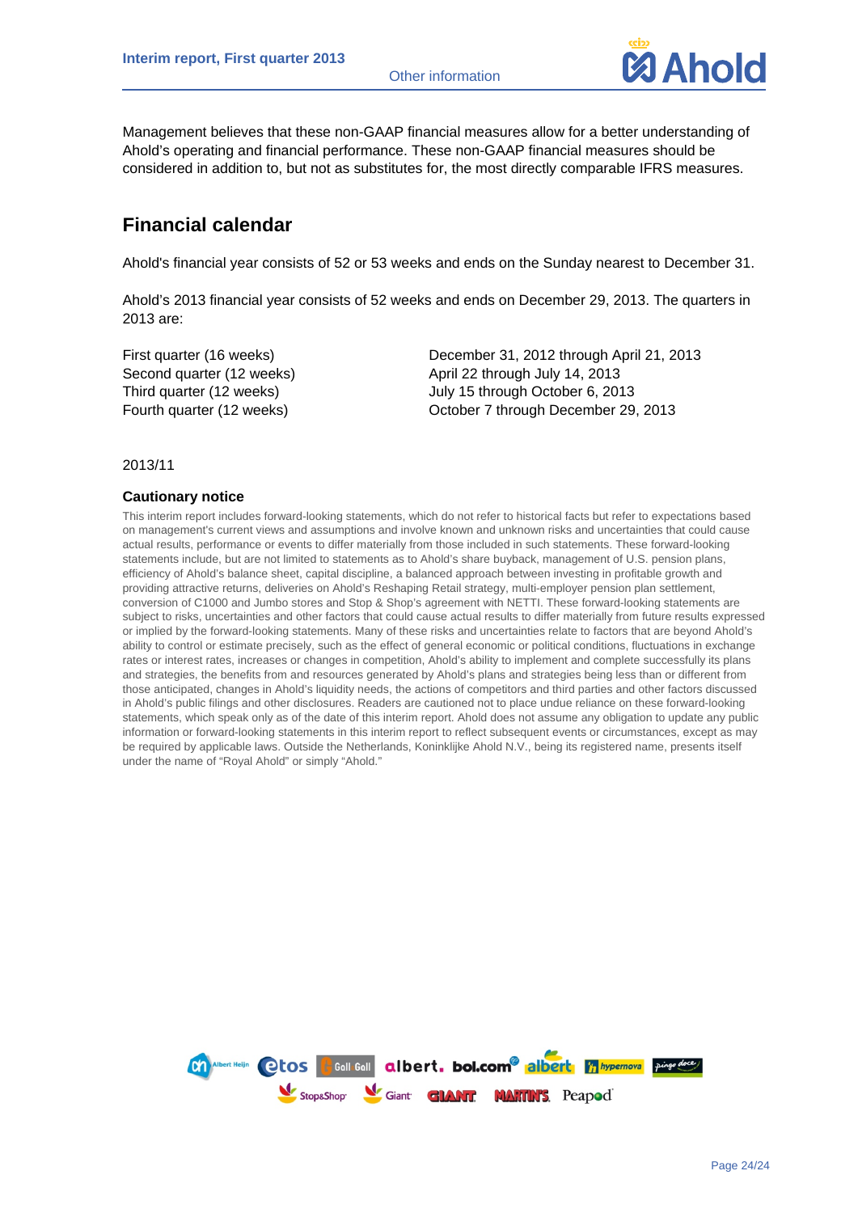Management believes that these non-GAAP financial measures allow for a better understanding of Ahold's operating and financial performance. These non-GAAP financial measures should be considered in addition to, but not as substitutes for, the most directly comparable IFRS measures.

## Financial calendar

Ahold's financial year consists of 52 or 53 weeks and ends on the Sunday nearest to December 31.

Ahold's 2013 financial year consists of 52 weeks and ends on December 29, 2013. The quarters in 2013 are:

| | |
|---|---|
| First quarter (16 weeks) | December 31, 2012 through April 21, 2013 |
| Second quarter (12 weeks) | April 22 through July 14, 2013 |
| Third quarter (12 weeks) | July 15 through October 6, 2013 |
| Fourth quarter (12 weeks) | October 7 through December 29, 2013 |

2013/11

### Cautionary notice

This interim report includes forward-looking statements, which do not refer to historical facts but refer to expectations based on management's current views and assumptions and involve known and unknown risks and uncertainties that could cause actual results, performance or events to differ materially from those included in such statements. These forward-looking statements include, but are not limited to statements as to Ahold's share buyback, management of U.S. pension plans, efficiency of Ahold's balance sheet, capital discipline, a balanced approach between investing in profitable growth and providing attractive returns, deliveries on Ahold's Reshaping Retail strategy, multi-employer pension plan settlement, conversion of C1000 and Jumbo stores and Stop & Shop's agreement with NETTI. These forward-looking statements are subject to risks, uncertainties and other factors that could cause actual results to differ materially from future results expressed or implied by the forward-looking statements. Many of these risks and uncertainties relate to factors that are beyond Ahold's ability to control or estimate precisely, such as the effect of general economic or political conditions, fluctuations in exchange rates or interest rates, increases or changes in competition, Ahold's ability to implement and complete successfully its plans and strategies, the benefits from and resources generated by Ahold's plans and strategies being less than or different from those anticipated, changes in Ahold's liquidity needs, the actions of competitors and third parties and other factors discussed in Ahold's public filings and other disclosures. Readers are cautioned not to place undue reliance on these forward-looking statements, which speak only as of the date of this interim report. Ahold does not assume any obligation to update any public information or forward-looking statements in this interim report to reflect subsequent events or circumstances, except as may be required by applicable laws. Outside the Netherlands, Koninklijke Ahold N.V., being its registered name, presents itself under the name of "Royal Ahold" or simply "Ahold."